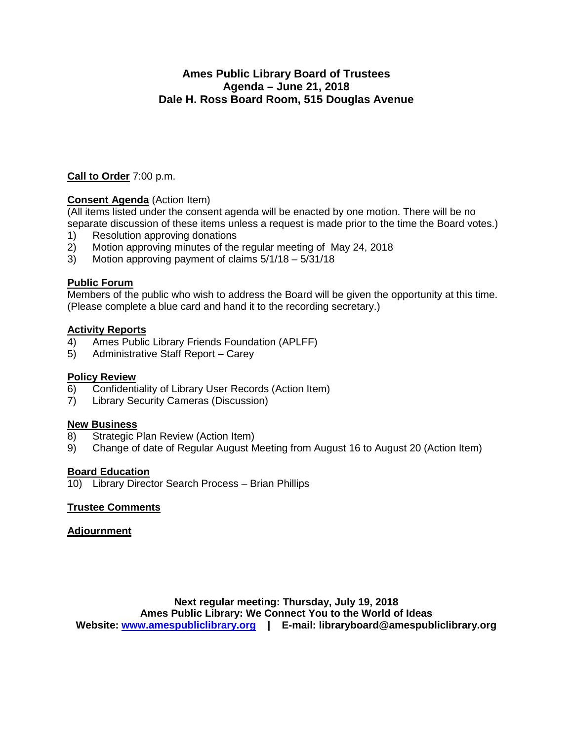# Ames Public Library Board of Trustees
## Agenda – June 21, 2018
## Dale H. Ross Board Room, 515 Douglas Avenue

**Call to Order** 7:00 p.m.

**Consent Agenda** (Action Item)
(All items listed under the consent agenda will be enacted by one motion. There will be no separate discussion of these items unless a request is made prior to the time the Board votes.)

1) Resolution approving donations
2) Motion approving minutes of the regular meeting of May 24, 2018
3) Motion approving payment of claims 5/1/18 – 5/31/18

**Public Forum**
Members of the public who wish to address the Board will be given the opportunity at this time. (Please complete a blue card and hand it to the recording secretary.)

**Activity Reports**

4) Ames Public Library Friends Foundation (APLFF)
5) Administrative Staff Report – Carey

**Policy Review**

6) Confidentiality of Library User Records (Action Item)
7) Library Security Cameras (Discussion)

**New Business**

8) Strategic Plan Review (Action Item)
9) Change of date of Regular August Meeting from August 16 to August 20 (Action Item)

**Board Education**

10) Library Director Search Process – Brian Phillips

**Trustee Comments**

**Adjournment**

**Next regular meeting: Thursday, July 19, 2018**
**Ames Public Library: We Connect You to the World of Ideas**
**Website: www.amespubliclibrary.org | E-mail: libraryboard@amespubliclibrary.org**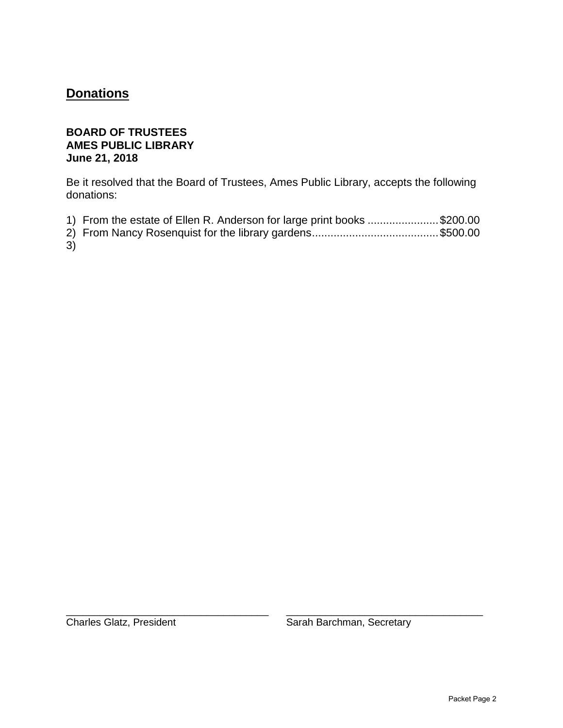# Donations

**BOARD OF TRUSTEES**
**AMES PUBLIC LIBRARY**
**June 21, 2018**

Be it resolved that the Board of Trustees, Ames Public Library, accepts the following donations:

1) From the estate of Ellen R. Anderson for large print books ....................... $200.00
2) From Nancy Rosenquist for the library gardens......................................... $500.00
3)

\_\_\_\_\_\_\_\_\_\_\_\_\_\_\_\_\_\_\_\_\_\_\_\_\_\_\_\_\_\_\_\_\_\_\_\_
Charles Glatz, President

\_\_\_\_\_\_\_\_\_\_\_\_\_\_\_\_\_\_\_\_\_\_\_\_\_\_\_\_\_\_\_\_\_\_\_\_
Sarah Barchman, Secretary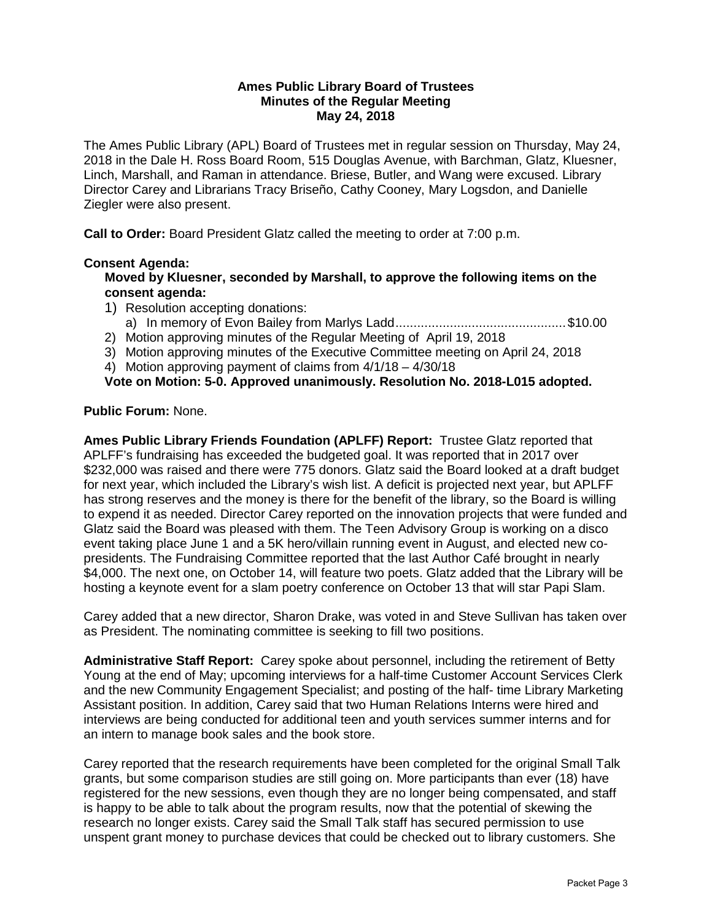**Ames Public Library Board of Trustees**
**Minutes of the Regular Meeting**
**May 24, 2018**

The Ames Public Library (APL) Board of Trustees met in regular session on Thursday, May 24, 2018 in the Dale H. Ross Board Room, 515 Douglas Avenue, with Barchman, Glatz, Kluesner, Linch, Marshall, and Raman in attendance. Briese, Butler, and Wang were excused. Library Director Carey and Librarians Tracy Briseño, Cathy Cooney, Mary Logsdon, and Danielle Ziegler were also present.

**Call to Order:** Board President Glatz called the meeting to order at 7:00 p.m.

**Consent Agenda:**

**Moved by Kluesner, seconded by Marshall, to approve the following items on the consent agenda:**

1) Resolution accepting donations:
   a) In memory of Evon Bailey from Marlys Ladd............................................ $10.00
2) Motion approving minutes of the Regular Meeting of April 19, 2018
3) Motion approving minutes of the Executive Committee meeting on April 24, 2018
4) Motion approving payment of claims from 4/1/18 – 4/30/18

**Vote on Motion: 5-0. Approved unanimously. Resolution No. 2018-L015 adopted.**

**Public Forum:** None.

**Ames Public Library Friends Foundation (APLFF) Report:** Trustee Glatz reported that APLFF's fundraising has exceeded the budgeted goal. It was reported that in 2017 over $232,000 was raised and there were 775 donors. Glatz said the Board looked at a draft budget for next year, which included the Library's wish list. A deficit is projected next year, but APLFF has strong reserves and the money is there for the benefit of the library, so the Board is willing to expend it as needed. Director Carey reported on the innovation projects that were funded and Glatz said the Board was pleased with them. The Teen Advisory Group is working on a disco event taking place June 1 and a 5K hero/villain running event in August, and elected new co-presidents. The Fundraising Committee reported that the last Author Café brought in nearly $4,000. The next one, on October 14, will feature two poets. Glatz added that the Library will be hosting a keynote event for a slam poetry conference on October 13 that will star Papi Slam.

Carey added that a new director, Sharon Drake, was voted in and Steve Sullivan has taken over as President. The nominating committee is seeking to fill two positions.

**Administrative Staff Report:** Carey spoke about personnel, including the retirement of Betty Young at the end of May; upcoming interviews for a half-time Customer Account Services Clerk and the new Community Engagement Specialist; and posting of the half- time Library Marketing Assistant position. In addition, Carey said that two Human Relations Interns were hired and interviews are being conducted for additional teen and youth services summer interns and for an intern to manage book sales and the book store.

Carey reported that the research requirements have been completed for the original Small Talk grants, but some comparison studies are still going on. More participants than ever (18) have registered for the new sessions, even though they are no longer being compensated, and staff is happy to be able to talk about the program results, now that the potential of skewing the research no longer exists. Carey said the Small Talk staff has secured permission to use unspent grant money to purchase devices that could be checked out to library customers. She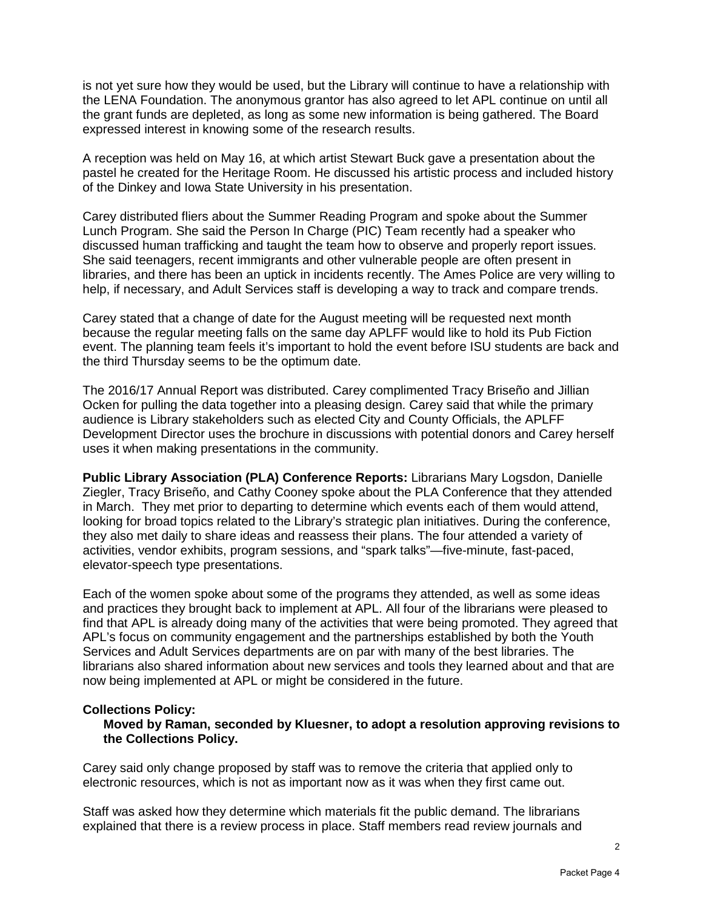is not yet sure how they would be used, but the Library will continue to have a relationship with the LENA Foundation. The anonymous grantor has also agreed to let APL continue on until all the grant funds are depleted, as long as some new information is being gathered. The Board expressed interest in knowing some of the research results.

A reception was held on May 16, at which artist Stewart Buck gave a presentation about the pastel he created for the Heritage Room. He discussed his artistic process and included history of the Dinkey and Iowa State University in his presentation.

Carey distributed fliers about the Summer Reading Program and spoke about the Summer Lunch Program. She said the Person In Charge (PIC) Team recently had a speaker who discussed human trafficking and taught the team how to observe and properly report issues. She said teenagers, recent immigrants and other vulnerable people are often present in libraries, and there has been an uptick in incidents recently. The Ames Police are very willing to help, if necessary, and Adult Services staff is developing a way to track and compare trends.

Carey stated that a change of date for the August meeting will be requested next month because the regular meeting falls on the same day APLFF would like to hold its Pub Fiction event. The planning team feels it's important to hold the event before ISU students are back and the third Thursday seems to be the optimum date.

The 2016/17 Annual Report was distributed. Carey complimented Tracy Briseño and Jillian Ocken for pulling the data together into a pleasing design. Carey said that while the primary audience is Library stakeholders such as elected City and County Officials, the APLFF Development Director uses the brochure in discussions with potential donors and Carey herself uses it when making presentations in the community.

**Public Library Association (PLA) Conference Reports:** Librarians Mary Logsdon, Danielle Ziegler, Tracy Briseño, and Cathy Cooney spoke about the PLA Conference that they attended in March. They met prior to departing to determine which events each of them would attend, looking for broad topics related to the Library's strategic plan initiatives. During the conference, they also met daily to share ideas and reassess their plans. The four attended a variety of activities, vendor exhibits, program sessions, and "spark talks"—five-minute, fast-paced, elevator-speech type presentations.

Each of the women spoke about some of the programs they attended, as well as some ideas and practices they brought back to implement at APL. All four of the librarians were pleased to find that APL is already doing many of the activities that were being promoted. They agreed that APL's focus on community engagement and the partnerships established by both the Youth Services and Adult Services departments are on par with many of the best libraries. The librarians also shared information about new services and tools they learned about and that are now being implemented at APL or might be considered in the future.

**Collections Policy:**

**Moved by Raman, seconded by Kluesner, to adopt a resolution approving revisions to the Collections Policy.**

Carey said only change proposed by staff was to remove the criteria that applied only to electronic resources, which is not as important now as it was when they first came out.

Staff was asked how they determine which materials fit the public demand. The librarians explained that there is a review process in place. Staff members read review journals and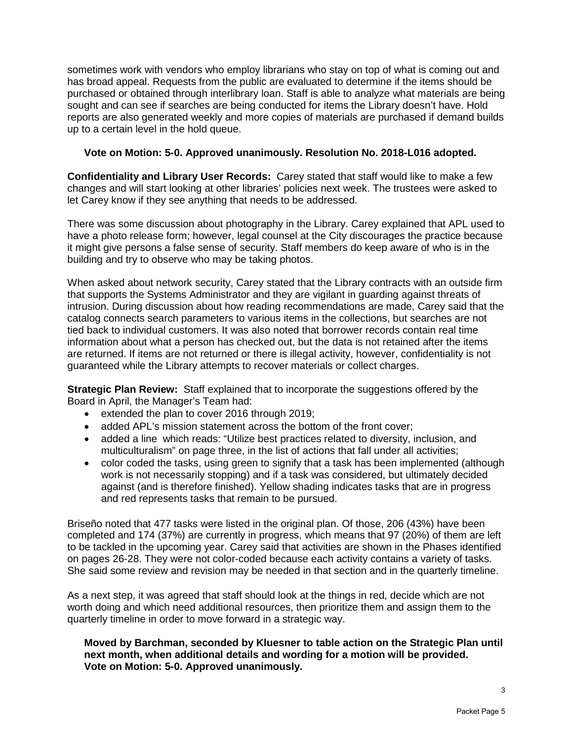sometimes work with vendors who employ librarians who stay on top of what is coming out and has broad appeal. Requests from the public are evaluated to determine if the items should be purchased or obtained through interlibrary loan. Staff is able to analyze what materials are being sought and can see if searches are being conducted for items the Library doesn't have. Hold reports are also generated weekly and more copies of materials are purchased if demand builds up to a certain level in the hold queue.

**Vote on Motion: 5-0. Approved unanimously. Resolution No. 2018-L016 adopted.**

**Confidentiality and Library User Records:** Carey stated that staff would like to make a few changes and will start looking at other libraries' policies next week. The trustees were asked to let Carey know if they see anything that needs to be addressed.

There was some discussion about photography in the Library. Carey explained that APL used to have a photo release form; however, legal counsel at the City discourages the practice because it might give persons a false sense of security. Staff members do keep aware of who is in the building and try to observe who may be taking photos.

When asked about network security, Carey stated that the Library contracts with an outside firm that supports the Systems Administrator and they are vigilant in guarding against threats of intrusion. During discussion about how reading recommendations are made, Carey said that the catalog connects search parameters to various items in the collections, but searches are not tied back to individual customers. It was also noted that borrower records contain real time information about what a person has checked out, but the data is not retained after the items are returned. If items are not returned or there is illegal activity, however, confidentiality is not guaranteed while the Library attempts to recover materials or collect charges.

**Strategic Plan Review:** Staff explained that to incorporate the suggestions offered by the Board in April, the Manager's Team had:

- extended the plan to cover 2016 through 2019;
- added APL's mission statement across the bottom of the front cover;
- added a line which reads: "Utilize best practices related to diversity, inclusion, and multiculturalism" on page three, in the list of actions that fall under all activities;
- color coded the tasks, using green to signify that a task has been implemented (although work is not necessarily stopping) and if a task was considered, but ultimately decided against (and is therefore finished). Yellow shading indicates tasks that are in progress and red represents tasks that remain to be pursued.

Briseño noted that 477 tasks were listed in the original plan. Of those, 206 (43%) have been completed and 174 (37%) are currently in progress, which means that 97 (20%) of them are left to be tackled in the upcoming year. Carey said that activities are shown in the Phases identified on pages 26-28. They were not color-coded because each activity contains a variety of tasks. She said some review and revision may be needed in that section and in the quarterly timeline.

As a next step, it was agreed that staff should look at the things in red, decide which are not worth doing and which need additional resources, then prioritize them and assign them to the quarterly timeline in order to move forward in a strategic way.

**Moved by Barchman, seconded by Kluesner to table action on the Strategic Plan until next month, when additional details and wording for a motion will be provided. Vote on Motion: 5-0. Approved unanimously.**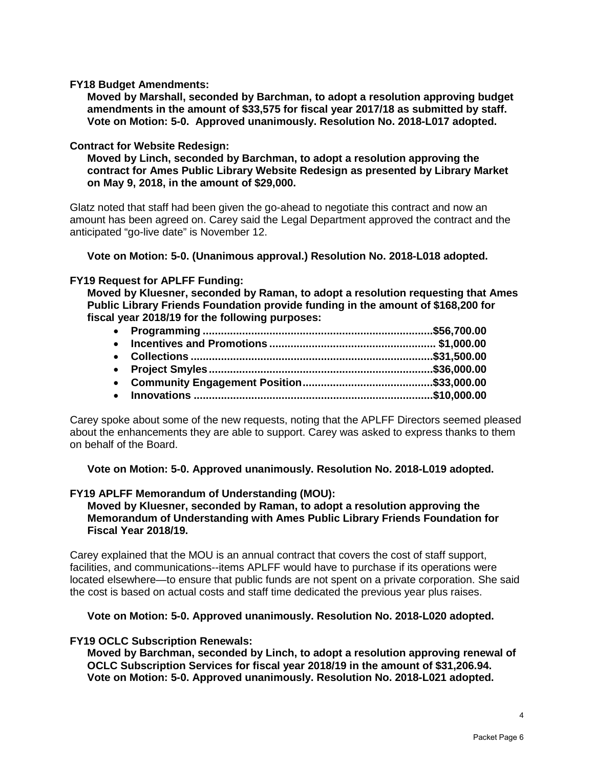**FY18 Budget Amendments:**

**Moved by Marshall, seconded by Barchman, to adopt a resolution approving budget amendments in the amount of $33,575 for fiscal year 2017/18 as submitted by staff. Vote on Motion: 5-0. Approved unanimously. Resolution No. 2018-L017 adopted.**

**Contract for Website Redesign:**

**Moved by Linch, seconded by Barchman, to adopt a resolution approving the contract for Ames Public Library Website Redesign as presented by Library Market on May 9, 2018, in the amount of $29,000.**

Glatz noted that staff had been given the go-ahead to negotiate this contract and now an amount has been agreed on. Carey said the Legal Department approved the contract and the anticipated "go-live date" is November 12.

**Vote on Motion: 5-0. (Unanimous approval.) Resolution No. 2018-L018 adopted.**

**FY19 Request for APLFF Funding:**

**Moved by Kluesner, seconded by Raman, to adopt a resolution requesting that Ames Public Library Friends Foundation provide funding in the amount of $168,200 for fiscal year 2018/19 for the following purposes:**

- **Programming ........................................................................$56,700.00**
- **Incentives and Promotions ...................................................... $1,000.00**
- **Collections ............................................................................$31,500.00**
- **Project Smyles ......................................................................$36,000.00**
- **Community Engagement Position..........................................$33,000.00**
- **Innovations ...........................................................................$10,000.00**

Carey spoke about some of the new requests, noting that the APLFF Directors seemed pleased about the enhancements they are able to support. Carey was asked to express thanks to them on behalf of the Board.

**Vote on Motion: 5-0. Approved unanimously. Resolution No. 2018-L019 adopted.**

**FY19 APLFF Memorandum of Understanding (MOU):**

**Moved by Kluesner, seconded by Raman, to adopt a resolution approving the Memorandum of Understanding with Ames Public Library Friends Foundation for Fiscal Year 2018/19.**

Carey explained that the MOU is an annual contract that covers the cost of staff support, facilities, and communications--items APLFF would have to purchase if its operations were located elsewhere—to ensure that public funds are not spent on a private corporation. She said the cost is based on actual costs and staff time dedicated the previous year plus raises.

**Vote on Motion: 5-0. Approved unanimously. Resolution No. 2018-L020 adopted.**

**FY19 OCLC Subscription Renewals:**

**Moved by Barchman, seconded by Linch, to adopt a resolution approving renewal of OCLC Subscription Services for fiscal year 2018/19 in the amount of $31,206.94. Vote on Motion: 5-0. Approved unanimously. Resolution No. 2018-L021 adopted.**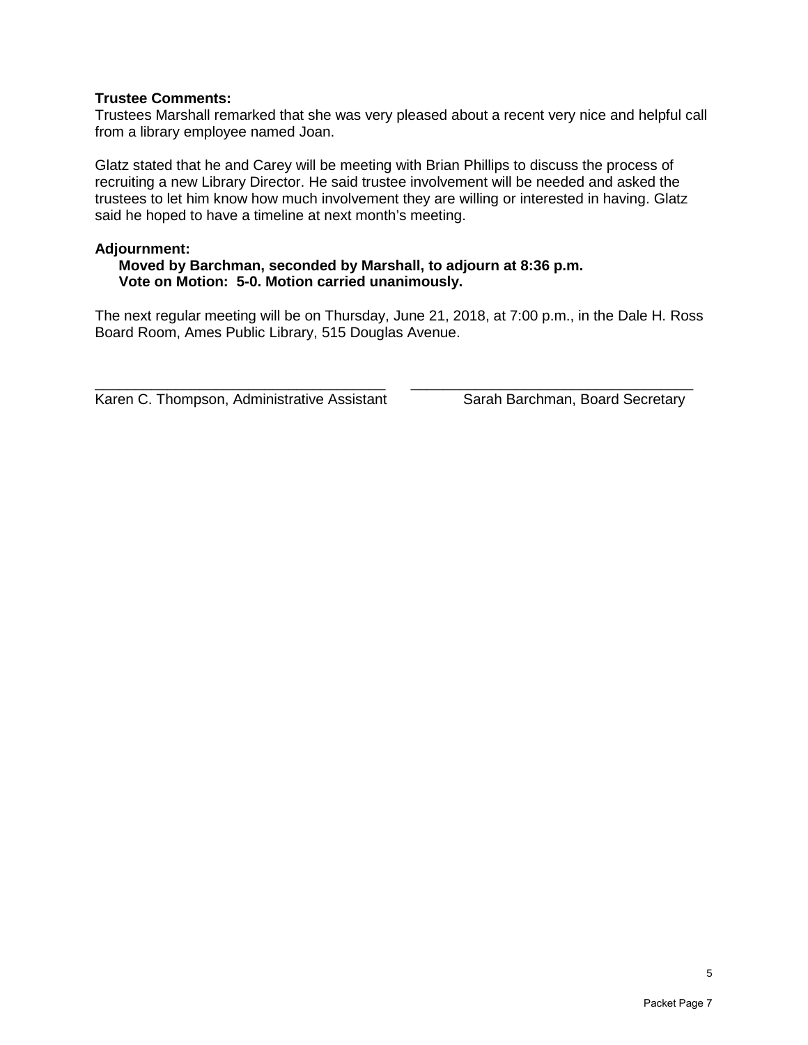**Trustee Comments:**
Trustees Marshall remarked that she was very pleased about a recent very nice and helpful call from a library employee named Joan.

Glatz stated that he and Carey will be meeting with Brian Phillips to discuss the process of recruiting a new Library Director. He said trustee involvement will be needed and asked the trustees to let him know how much involvement they are willing or interested in having. Glatz said he hoped to have a timeline at next month's meeting.

**Adjournment:**

**Moved by Barchman, seconded by Marshall, to adjourn at 8:36 p.m.**
**Vote on Motion: 5-0. Motion carried unanimously.**

The next regular meeting will be on Thursday, June 21, 2018, at 7:00 p.m., in the Dale H. Ross Board Room, Ames Public Library, 515 Douglas Avenue.

\_\_\_\_\_\_\_\_\_\_\_\_\_\_\_\_\_\_\_\_\_\_\_\_\_\_\_\_\_\_\_\_\_\_\_\_
Karen C. Thompson, Administrative Assistant

\_\_\_\_\_\_\_\_\_\_\_\_\_\_\_\_\_\_\_\_\_\_\_\_\_\_\_\_\_\_\_\_\_\_\_\_
Sarah Barchman, Board Secretary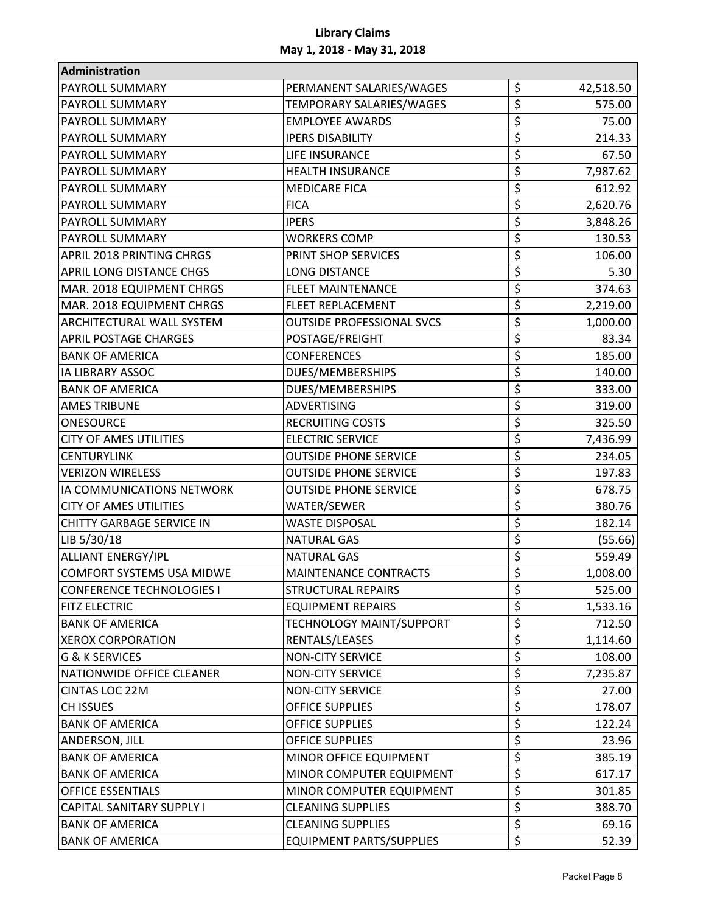**Library Claims**
**May 1, 2018 - May 31, 2018**

| Administration | | |
|---|---|---|
| PAYROLL SUMMARY | PERMANENT SALARIES/WAGES | $ 42,518.50 |
| PAYROLL SUMMARY | TEMPORARY SALARIES/WAGES | $ 575.00 |
| PAYROLL SUMMARY | EMPLOYEE AWARDS | $ 75.00 |
| PAYROLL SUMMARY | IPERS DISABILITY | $ 214.33 |
| PAYROLL SUMMARY | LIFE INSURANCE | $ 67.50 |
| PAYROLL SUMMARY | HEALTH INSURANCE | $ 7,987.62 |
| PAYROLL SUMMARY | MEDICARE FICA | $ 612.92 |
| PAYROLL SUMMARY | FICA | $ 2,620.76 |
| PAYROLL SUMMARY | IPERS | $ 3,848.26 |
| PAYROLL SUMMARY | WORKERS COMP | $ 130.53 |
| APRIL 2018 PRINTING CHRGS | PRINT SHOP SERVICES | $ 106.00 |
| APRIL LONG DISTANCE CHGS | LONG DISTANCE | $ 5.30 |
| MAR. 2018 EQUIPMENT CHRGS | FLEET MAINTENANCE | $ 374.63 |
| MAR. 2018 EQUIPMENT CHRGS | FLEET REPLACEMENT | $ 2,219.00 |
| ARCHITECTURAL WALL SYSTEM | OUTSIDE PROFESSIONAL SVCS | $ 1,000.00 |
| APRIL POSTAGE CHARGES | POSTAGE/FREIGHT | $ 83.34 |
| BANK OF AMERICA | CONFERENCES | $ 185.00 |
| IA LIBRARY ASSOC | DUES/MEMBERSHIPS | $ 140.00 |
| BANK OF AMERICA | DUES/MEMBERSHIPS | $ 333.00 |
| AMES TRIBUNE | ADVERTISING | $ 319.00 |
| ONESOURCE | RECRUITING COSTS | $ 325.50 |
| CITY OF AMES UTILITIES | ELECTRIC SERVICE | $ 7,436.99 |
| CENTURYLINK | OUTSIDE PHONE SERVICE | $ 234.05 |
| VERIZON WIRELESS | OUTSIDE PHONE SERVICE | $ 197.83 |
| IA COMMUNICATIONS NETWORK | OUTSIDE PHONE SERVICE | $ 678.75 |
| CITY OF AMES UTILITIES | WATER/SEWER | $ 380.76 |
| CHITTY GARBAGE SERVICE IN | WASTE DISPOSAL | $ 182.14 |
| LIB 5/30/18 | NATURAL GAS | $ (55.66) |
| ALLIANT ENERGY/IPL | NATURAL GAS | $ 559.49 |
| COMFORT SYSTEMS USA MIDWE | MAINTENANCE CONTRACTS | $ 1,008.00 |
| CONFERENCE TECHNOLOGIES I | STRUCTURAL REPAIRS | $ 525.00 |
| FITZ ELECTRIC | EQUIPMENT REPAIRS | $ 1,533.16 |
| BANK OF AMERICA | TECHNOLOGY MAINT/SUPPORT | $ 712.50 |
| XEROX CORPORATION | RENTALS/LEASES | $ 1,114.60 |
| G & K SERVICES | NON-CITY SERVICE | $ 108.00 |
| NATIONWIDE OFFICE CLEANER | NON-CITY SERVICE | $ 7,235.87 |
| CINTAS LOC 22M | NON-CITY SERVICE | $ 27.00 |
| CH ISSUES | OFFICE SUPPLIES | $ 178.07 |
| BANK OF AMERICA | OFFICE SUPPLIES | $ 122.24 |
| ANDERSON, JILL | OFFICE SUPPLIES | $ 23.96 |
| BANK OF AMERICA | MINOR OFFICE EQUIPMENT | $ 385.19 |
| BANK OF AMERICA | MINOR COMPUTER EQUIPMENT | $ 617.17 |
| OFFICE ESSENTIALS | MINOR COMPUTER EQUIPMENT | $ 301.85 |
| CAPITAL SANITARY SUPPLY I | CLEANING SUPPLIES | $ 388.70 |
| BANK OF AMERICA | CLEANING SUPPLIES | $ 69.16 |
| BANK OF AMERICA | EQUIPMENT PARTS/SUPPLIES | $ 52.39 |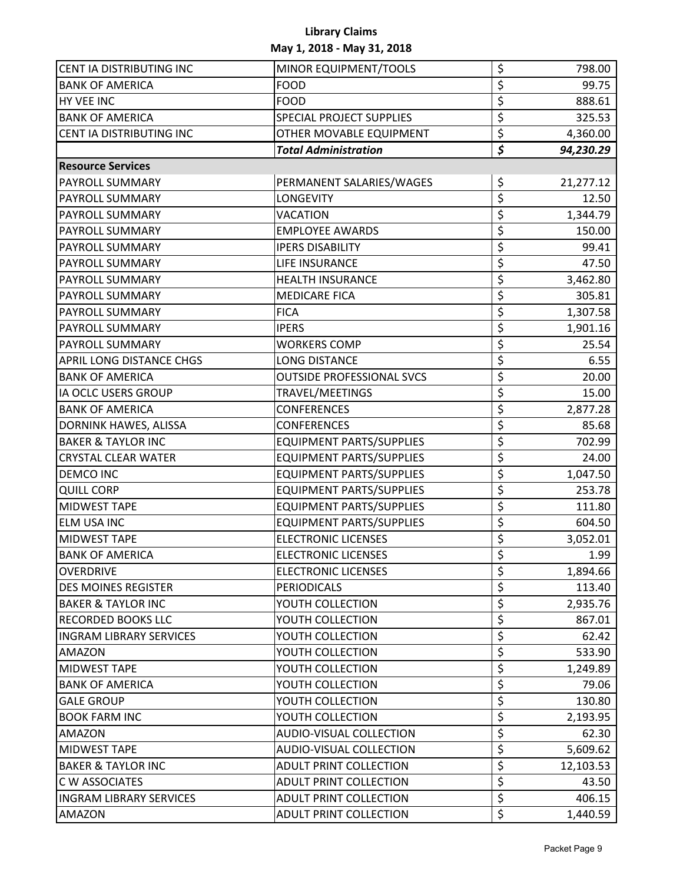# Library Claims

## May 1, 2018 - May 31, 2018

| | | |
|---|---|---|
| CENT IA DISTRIBUTING INC | MINOR EQUIPMENT/TOOLS | $ 798.00 |
| BANK OF AMERICA | FOOD | $ 99.75 |
| HY VEE INC | FOOD | $ 888.61 |
| BANK OF AMERICA | SPECIAL PROJECT SUPPLIES | $ 325.53 |
| CENT IA DISTRIBUTING INC | OTHER MOVABLE EQUIPMENT | $ 4,360.00 |
| | ***Total Administration*** | ***$ 94,230.29*** |
| **Resource Services** | | |
| PAYROLL SUMMARY | PERMANENT SALARIES/WAGES | $ 21,277.12 |
| PAYROLL SUMMARY | LONGEVITY | $ 12.50 |
| PAYROLL SUMMARY | VACATION | $ 1,344.79 |
| PAYROLL SUMMARY | EMPLOYEE AWARDS | $ 150.00 |
| PAYROLL SUMMARY | IPERS DISABILITY | $ 99.41 |
| PAYROLL SUMMARY | LIFE INSURANCE | $ 47.50 |
| PAYROLL SUMMARY | HEALTH INSURANCE | $ 3,462.80 |
| PAYROLL SUMMARY | MEDICARE FICA | $ 305.81 |
| PAYROLL SUMMARY | FICA | $ 1,307.58 |
| PAYROLL SUMMARY | IPERS | $ 1,901.16 |
| PAYROLL SUMMARY | WORKERS COMP | $ 25.54 |
| APRIL LONG DISTANCE CHGS | LONG DISTANCE | $ 6.55 |
| BANK OF AMERICA | OUTSIDE PROFESSIONAL SVCS | $ 20.00 |
| IA OCLC USERS GROUP | TRAVEL/MEETINGS | $ 15.00 |
| BANK OF AMERICA | CONFERENCES | $ 2,877.28 |
| DORNINK HAWES, ALISSA | CONFERENCES | $ 85.68 |
| BAKER & TAYLOR INC | EQUIPMENT PARTS/SUPPLIES | $ 702.99 |
| CRYSTAL CLEAR WATER | EQUIPMENT PARTS/SUPPLIES | $ 24.00 |
| DEMCO INC | EQUIPMENT PARTS/SUPPLIES | $ 1,047.50 |
| QUILL CORP | EQUIPMENT PARTS/SUPPLIES | $ 253.78 |
| MIDWEST TAPE | EQUIPMENT PARTS/SUPPLIES | $ 111.80 |
| ELM USA INC | EQUIPMENT PARTS/SUPPLIES | $ 604.50 |
| MIDWEST TAPE | ELECTRONIC LICENSES | $ 3,052.01 |
| BANK OF AMERICA | ELECTRONIC LICENSES | $ 1.99 |
| OVERDRIVE | ELECTRONIC LICENSES | $ 1,894.66 |
| DES MOINES REGISTER | PERIODICALS | $ 113.40 |
| BAKER & TAYLOR INC | YOUTH COLLECTION | $ 2,935.76 |
| RECORDED BOOKS LLC | YOUTH COLLECTION | $ 867.01 |
| INGRAM LIBRARY SERVICES | YOUTH COLLECTION | $ 62.42 |
| AMAZON | YOUTH COLLECTION | $ 533.90 |
| MIDWEST TAPE | YOUTH COLLECTION | $ 1,249.89 |
| BANK OF AMERICA | YOUTH COLLECTION | $ 79.06 |
| GALE GROUP | YOUTH COLLECTION | $ 130.80 |
| BOOK FARM INC | YOUTH COLLECTION | $ 2,193.95 |
| AMAZON | AUDIO-VISUAL COLLECTION | $ 62.30 |
| MIDWEST TAPE | AUDIO-VISUAL COLLECTION | $ 5,609.62 |
| BAKER & TAYLOR INC | ADULT PRINT COLLECTION | $ 12,103.53 |
| C W ASSOCIATES | ADULT PRINT COLLECTION | $ 43.50 |
| INGRAM LIBRARY SERVICES | ADULT PRINT COLLECTION | $ 406.15 |
| AMAZON | ADULT PRINT COLLECTION | $ 1,440.59 |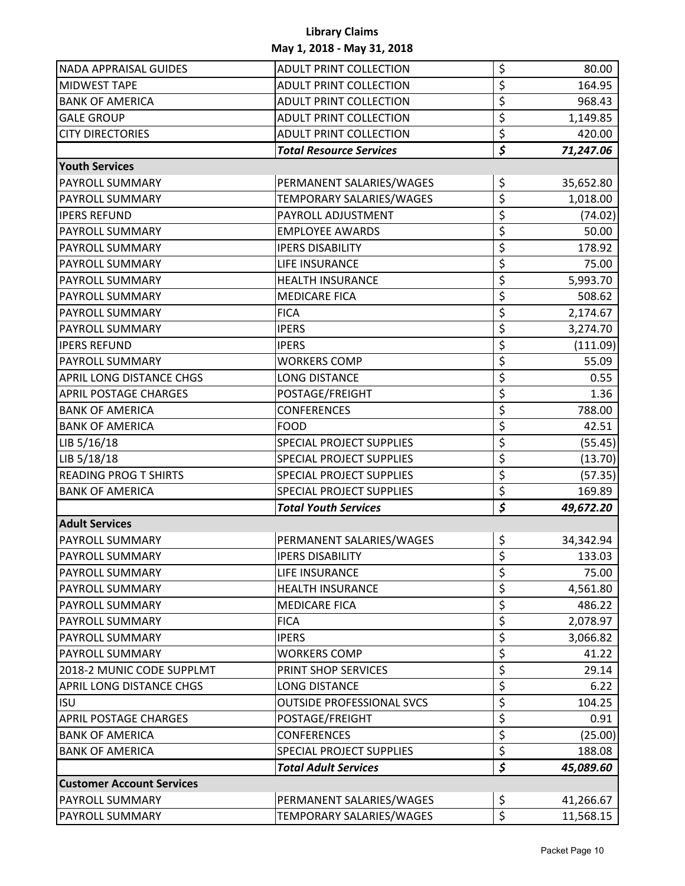# Library Claims

## May 1, 2018 - May 31, 2018

| | | | |
|---|---|---|---|
| NADA APPRAISAL GUIDES | ADULT PRINT COLLECTION | $ | 80.00 |
| MIDWEST TAPE | ADULT PRINT COLLECTION | $ | 164.95 |
| BANK OF AMERICA | ADULT PRINT COLLECTION | $ | 968.43 |
| GALE GROUP | ADULT PRINT COLLECTION | $ | 1,149.85 |
| CITY DIRECTORIES | ADULT PRINT COLLECTION | $ | 420.00 |
| | ***Total Resource Services*** | ***$*** | ***71,247.06*** |
| **Youth Services** | | | |
| PAYROLL SUMMARY | PERMANENT SALARIES/WAGES | $ | 35,652.80 |
| PAYROLL SUMMARY | TEMPORARY SALARIES/WAGES | $ | 1,018.00 |
| IPERS REFUND | PAYROLL ADJUSTMENT | $ | (74.02) |
| PAYROLL SUMMARY | EMPLOYEE AWARDS | $ | 50.00 |
| PAYROLL SUMMARY | IPERS DISABILITY | $ | 178.92 |
| PAYROLL SUMMARY | LIFE INSURANCE | $ | 75.00 |
| PAYROLL SUMMARY | HEALTH INSURANCE | $ | 5,993.70 |
| PAYROLL SUMMARY | MEDICARE FICA | $ | 508.62 |
| PAYROLL SUMMARY | FICA | $ | 2,174.67 |
| PAYROLL SUMMARY | IPERS | $ | 3,274.70 |
| IPERS REFUND | IPERS | $ | (111.09) |
| PAYROLL SUMMARY | WORKERS COMP | $ | 55.09 |
| APRIL LONG DISTANCE CHGS | LONG DISTANCE | $ | 0.55 |
| APRIL POSTAGE CHARGES | POSTAGE/FREIGHT | $ | 1.36 |
| BANK OF AMERICA | CONFERENCES | $ | 788.00 |
| BANK OF AMERICA | FOOD | $ | 42.51 |
| LIB 5/16/18 | SPECIAL PROJECT SUPPLIES | $ | (55.45) |
| LIB 5/18/18 | SPECIAL PROJECT SUPPLIES | $ | (13.70) |
| READING PROG T SHIRTS | SPECIAL PROJECT SUPPLIES | $ | (57.35) |
| BANK OF AMERICA | SPECIAL PROJECT SUPPLIES | $ | 169.89 |
| | ***Total Youth Services*** | ***$*** | ***49,672.20*** |
| **Adult Services** | | | |
| PAYROLL SUMMARY | PERMANENT SALARIES/WAGES | $ | 34,342.94 |
| PAYROLL SUMMARY | IPERS DISABILITY | $ | 133.03 |
| PAYROLL SUMMARY | LIFE INSURANCE | $ | 75.00 |
| PAYROLL SUMMARY | HEALTH INSURANCE | $ | 4,561.80 |
| PAYROLL SUMMARY | MEDICARE FICA | $ | 486.22 |
| PAYROLL SUMMARY | FICA | $ | 2,078.97 |
| PAYROLL SUMMARY | IPERS | $ | 3,066.82 |
| PAYROLL SUMMARY | WORKERS COMP | $ | 41.22 |
| 2018-2 MUNIC CODE SUPPLMT | PRINT SHOP SERVICES | $ | 29.14 |
| APRIL LONG DISTANCE CHGS | LONG DISTANCE | $ | 6.22 |
| ISU | OUTSIDE PROFESSIONAL SVCS | $ | 104.25 |
| APRIL POSTAGE CHARGES | POSTAGE/FREIGHT | $ | 0.91 |
| BANK OF AMERICA | CONFERENCES | $ | (25.00) |
| BANK OF AMERICA | SPECIAL PROJECT SUPPLIES | $ | 188.08 |
| | ***Total Adult Services*** | ***$*** | ***45,089.60*** |
| **Customer Account Services** | | | |
| PAYROLL SUMMARY | PERMANENT SALARIES/WAGES | $ | 41,266.67 |
| PAYROLL SUMMARY | TEMPORARY SALARIES/WAGES | $ | 11,568.15 |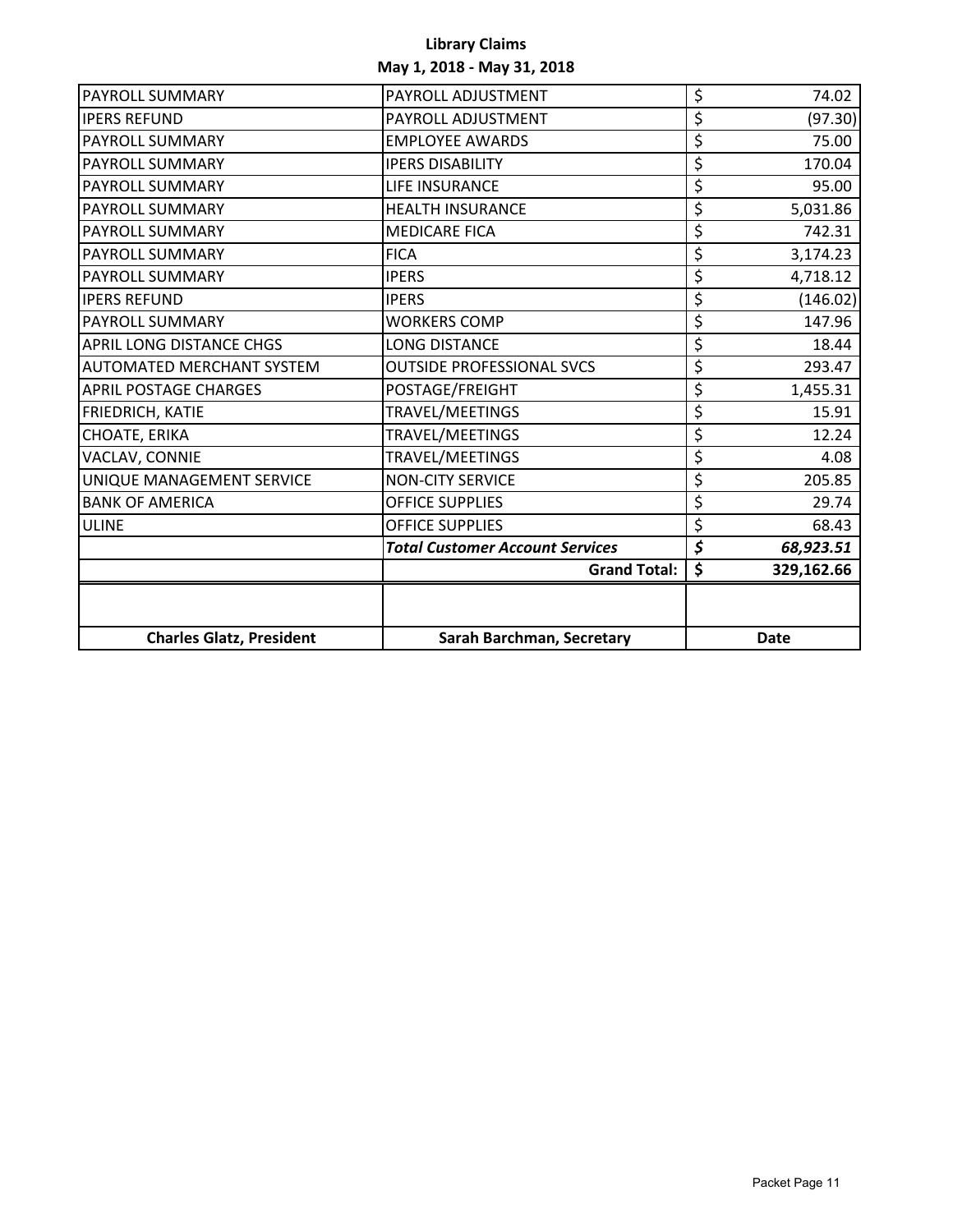**Library Claims**

**May 1, 2018 - May 31, 2018**

| | | |
|---|---|---|
| PAYROLL SUMMARY | PAYROLL ADJUSTMENT | $ 74.02 |
| IPERS REFUND | PAYROLL ADJUSTMENT | $ (97.30) |
| PAYROLL SUMMARY | EMPLOYEE AWARDS | $ 75.00 |
| PAYROLL SUMMARY | IPERS DISABILITY | $ 170.04 |
| PAYROLL SUMMARY | LIFE INSURANCE | $ 95.00 |
| PAYROLL SUMMARY | HEALTH INSURANCE | $ 5,031.86 |
| PAYROLL SUMMARY | MEDICARE FICA | $ 742.31 |
| PAYROLL SUMMARY | FICA | $ 3,174.23 |
| PAYROLL SUMMARY | IPERS | $ 4,718.12 |
| IPERS REFUND | IPERS | $ (146.02) |
| PAYROLL SUMMARY | WORKERS COMP | $ 147.96 |
| APRIL LONG DISTANCE CHGS | LONG DISTANCE | $ 18.44 |
| AUTOMATED MERCHANT SYSTEM | OUTSIDE PROFESSIONAL SVCS | $ 293.47 |
| APRIL POSTAGE CHARGES | POSTAGE/FREIGHT | $ 1,455.31 |
| FRIEDRICH, KATIE | TRAVEL/MEETINGS | $ 15.91 |
| CHOATE, ERIKA | TRAVEL/MEETINGS | $ 12.24 |
| VACLAV, CONNIE | TRAVEL/MEETINGS | $ 4.08 |
| UNIQUE MANAGEMENT SERVICE | NON-CITY SERVICE | $ 205.85 |
| BANK OF AMERICA | OFFICE SUPPLIES | $ 29.74 |
| ULINE | OFFICE SUPPLIES | $ 68.43 |
| | ***Total Customer Account Services*** | ***$ 68,923.51*** |
| | **Grand Total:** | **$ 329,162.66** |
| | | |
| **Charles Glatz, President** | **Sarah Barchman, Secretary** | **Date** |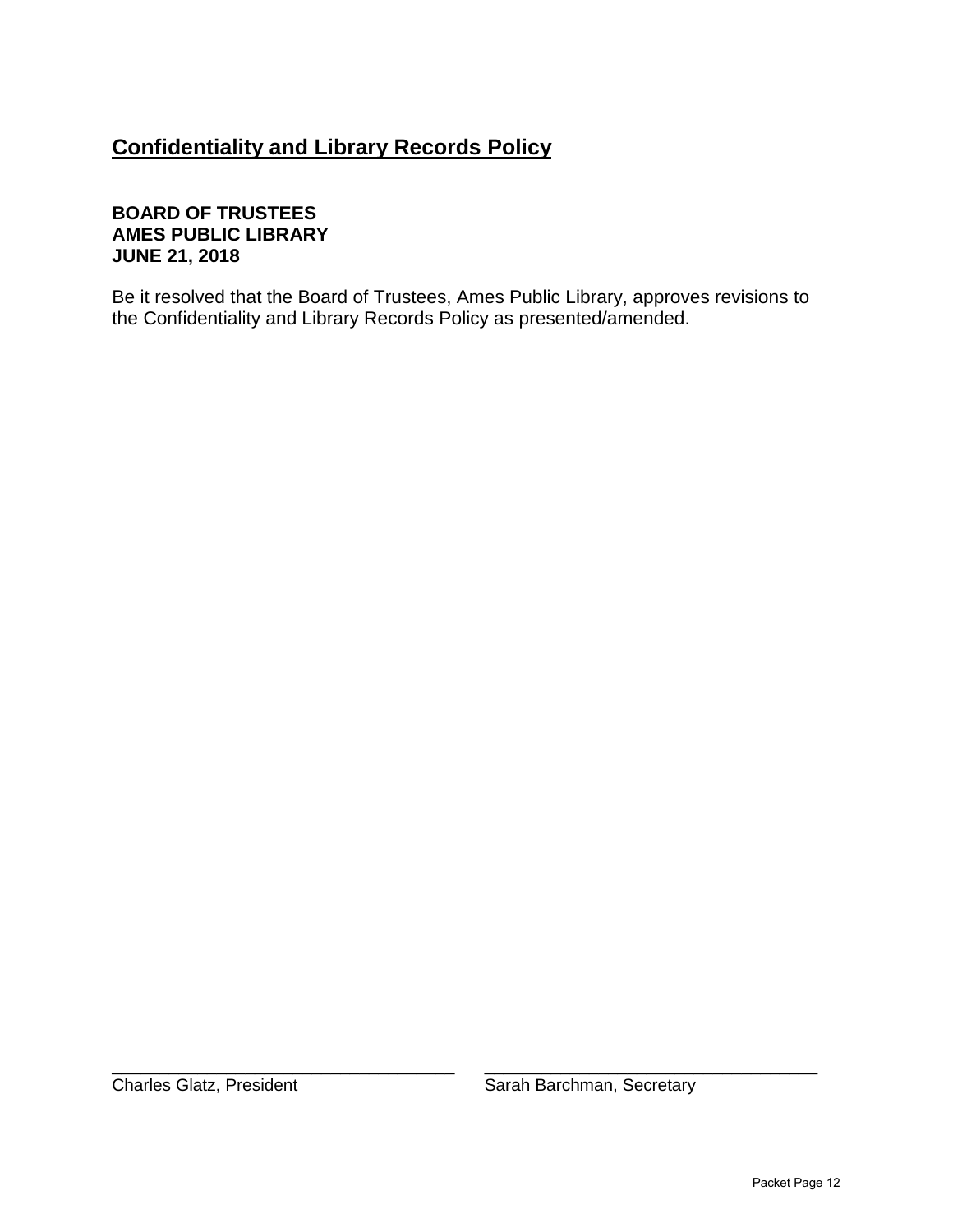## Confidentiality and Library Records Policy

**BOARD OF TRUSTEES**
**AMES PUBLIC LIBRARY**
**JUNE 21, 2018**

Be it resolved that the Board of Trustees, Ames Public Library, approves revisions to the Confidentiality and Library Records Policy as presented/amended.

| ___________________________________ | ___________________________________ |
|---|---|
| Charles Glatz, President | Sarah Barchman, Secretary |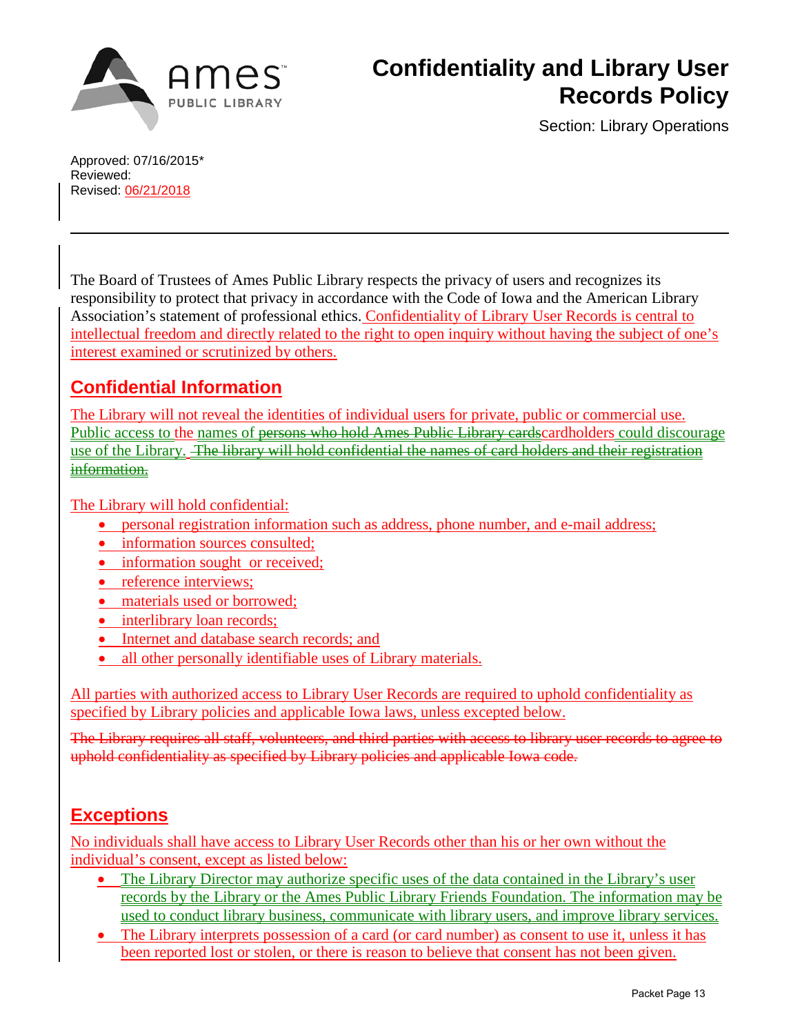# Confidentiality and Library User Records Policy

Section: Library Operations

Approved: 07/16/2015*
Reviewed:
Revised: 06/21/2018

---

The Board of Trustees of Ames Public Library respects the privacy of users and recognizes its responsibility to protect that privacy in accordance with the Code of Iowa and the American Library Association's statement of professional ethics. Confidentiality of Library User Records is central to intellectual freedom and directly related to the right to open inquiry without having the subject of one's interest examined or scrutinized by others.

## Confidential Information

The Library will not reveal the identities of individual users for private, public or commercial use. Public access to the names of ~~persons who hold Ames Public Library cards~~cardholders could discourage use of the Library. ~~The library will hold confidential the names of card holders and their registration information.~~

The Library will hold confidential:

- personal registration information such as address, phone number, and e-mail address;
- information sources consulted;
- information sought or received;
- reference interviews;
- materials used or borrowed;
- interlibrary loan records;
- Internet and database search records; and
- all other personally identifiable uses of Library materials.

All parties with authorized access to Library User Records are required to uphold confidentiality as specified by Library policies and applicable Iowa laws, unless excepted below.

~~The Library requires all staff, volunteers, and third parties with access to library user records to agree to uphold confidentiality as specified by Library policies and applicable Iowa code.~~

## Exceptions

No individuals shall have access to Library User Records other than his or her own without the individual's consent, except as listed below:

- The Library Director may authorize specific uses of the data contained in the Library's user records by the Library or the Ames Public Library Friends Foundation. The information may be used to conduct library business, communicate with library users, and improve library services.
- The Library interprets possession of a card (or card number) as consent to use it, unless it has been reported lost or stolen, or there is reason to believe that consent has not been given.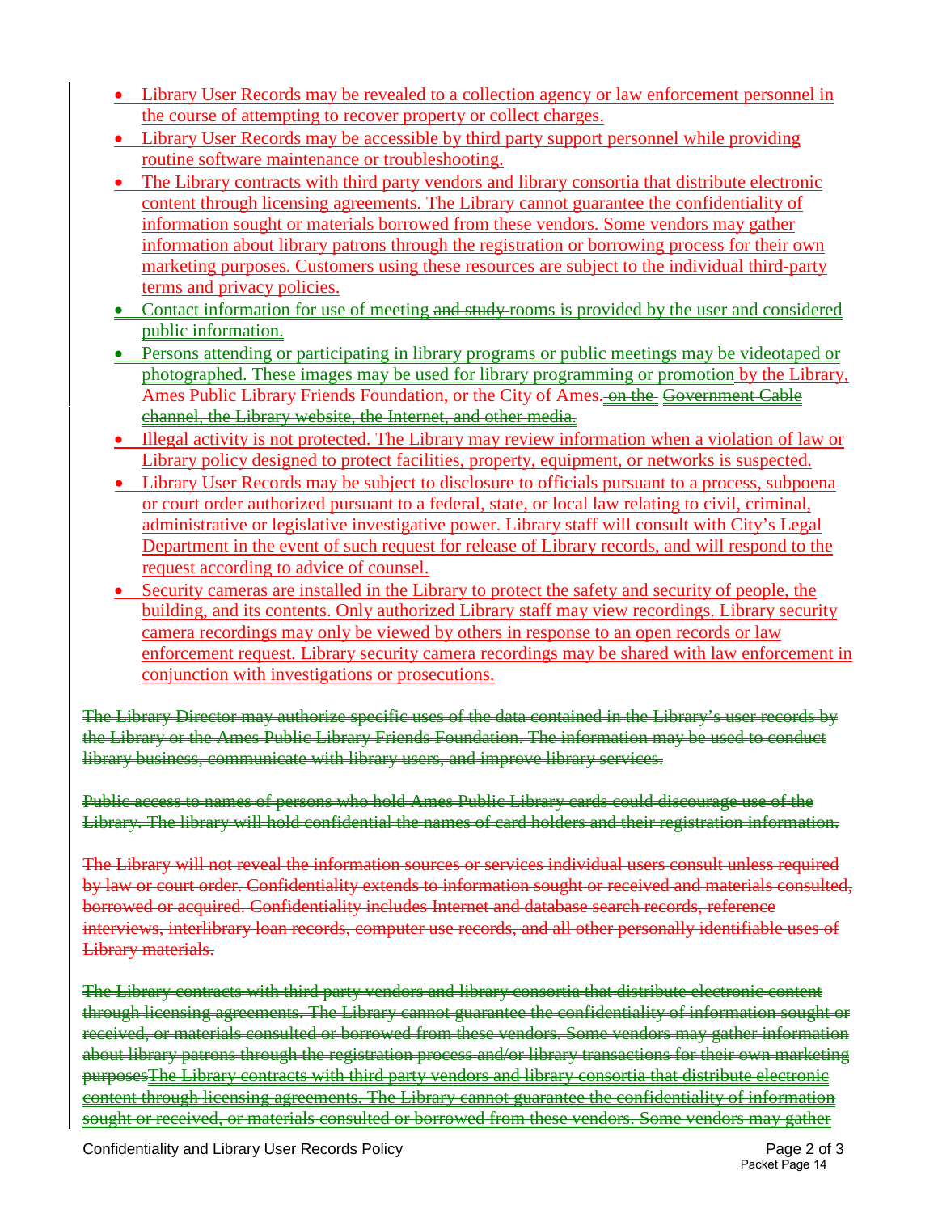- Library User Records may be revealed to a collection agency or law enforcement personnel in the course of attempting to recover property or collect charges.
- Library User Records may be accessible by third party support personnel while providing routine software maintenance or troubleshooting.
- The Library contracts with third party vendors and library consortia that distribute electronic content through licensing agreements. The Library cannot guarantee the confidentiality of information sought or materials borrowed from these vendors. Some vendors may gather information about library patrons through the registration or borrowing process for their own marketing purposes. Customers using these resources are subject to the individual third-party terms and privacy policies.
- Contact information for use of meeting ~~and study~~ rooms is provided by the user and considered public information.
- Persons attending or participating in library programs or public meetings may be videotaped or photographed. These images may be used for library programming or promotion by the Library, Ames Public Library Friends Foundation, or the City of Ames.~~ on the Government Cable channel, the Library website, the Internet, and other media.~~
- Illegal activity is not protected. The Library may review information when a violation of law or Library policy designed to protect facilities, property, equipment, or networks is suspected.
- Library User Records may be subject to disclosure to officials pursuant to a process, subpoena or court order authorized pursuant to a federal, state, or local law relating to civil, criminal, administrative or legislative investigative power. Library staff will consult with City's Legal Department in the event of such request for release of Library records, and will respond to the request according to advice of counsel.
- Security cameras are installed in the Library to protect the safety and security of people, the building, and its contents. Only authorized Library staff may view recordings. Library security camera recordings may only be viewed by others in response to an open records or law enforcement request. Library security camera recordings may be shared with law enforcement in conjunction with investigations or prosecutions.

~~The Library Director may authorize specific uses of the data contained in the Library's user records by the Library or the Ames Public Library Friends Foundation. The information may be used to conduct library business, communicate with library users, and improve library services.~~

~~Public access to names of persons who hold Ames Public Library cards could discourage use of the Library. The library will hold confidential the names of card holders and their registration information.~~

~~The Library will not reveal the information sources or services individual users consult unless required by law or court order. Confidentiality extends to information sought or received and materials consulted, borrowed or acquired. Confidentiality includes Internet and database search records, reference interviews, interlibrary loan records, computer use records, and all other personally identifiable uses of Library materials.~~

~~The Library contracts with third party vendors and library consortia that distribute electronic content through licensing agreements. The Library cannot guarantee the confidentiality of information sought or received, or materials consulted or borrowed from these vendors. Some vendors may gather information about library patrons through the registration process and/or library transactions for their own marketing purposesThe Library contracts with third party vendors and library consortia that distribute electronic content through licensing agreements. The Library cannot guarantee the confidentiality of information sought or received, or materials consulted or borrowed from these vendors. Some vendors may gather~~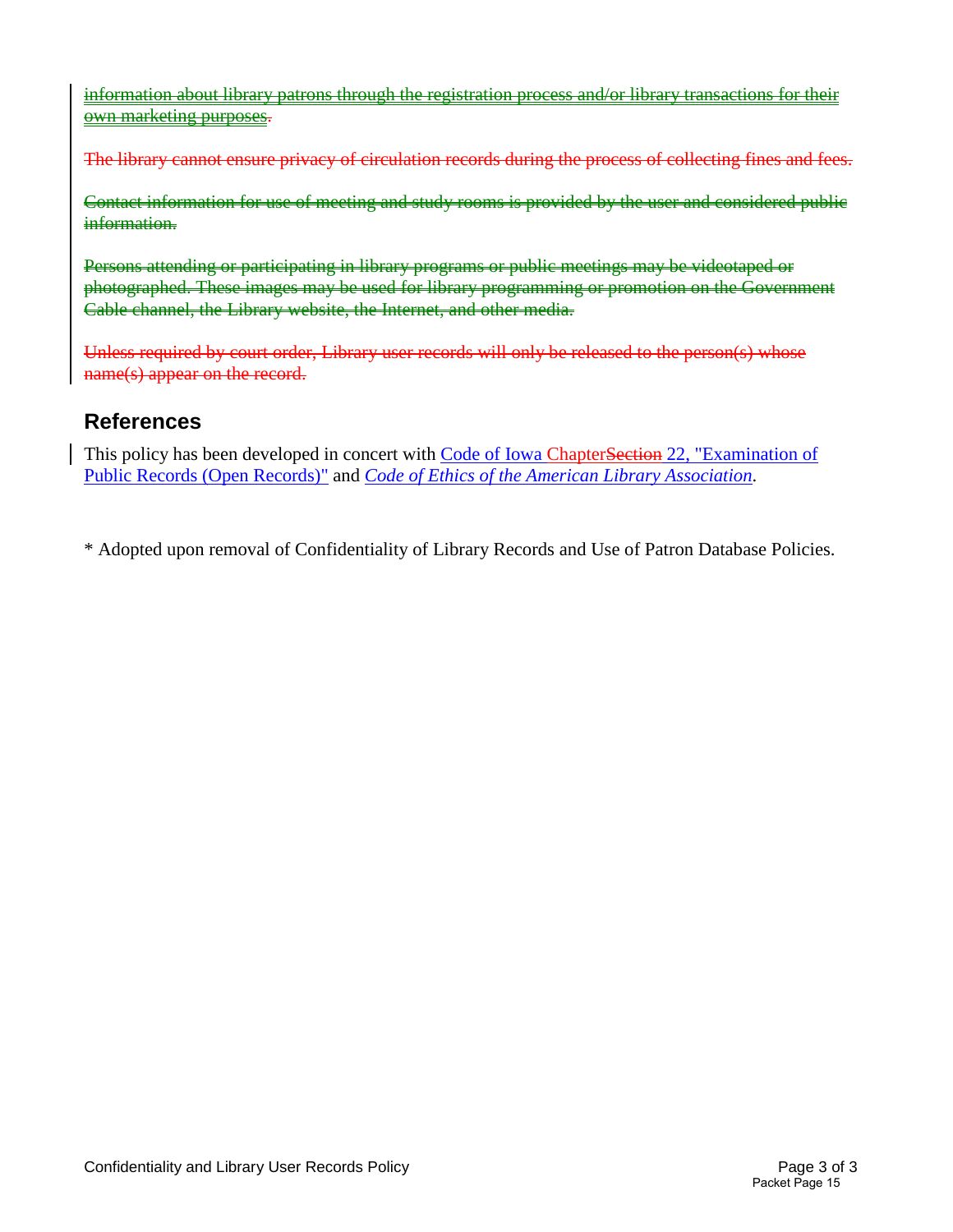~~information about library patrons through the registration process and/or library transactions for their own marketing purposes~~.

~~The library cannot ensure privacy of circulation records during the process of collecting fines and fees.~~

~~Contact information for use of meeting and study rooms is provided by the user and considered public information.~~

~~Persons attending or participating in library programs or public meetings may be videotaped or photographed. These images may be used for library programming or promotion on the Government Cable channel, the Library website, the Internet, and other media.~~

~~Unless required by court order, Library user records will only be released to the person(s) whose name(s) appear on the record.~~

## References

This policy has been developed in concert with Code of Iowa Chapter~~Section~~ 22, "Examination of Public Records (Open Records)" and *Code of Ethics of the American Library Association*.

* Adopted upon removal of Confidentiality of Library Records and Use of Patron Database Policies.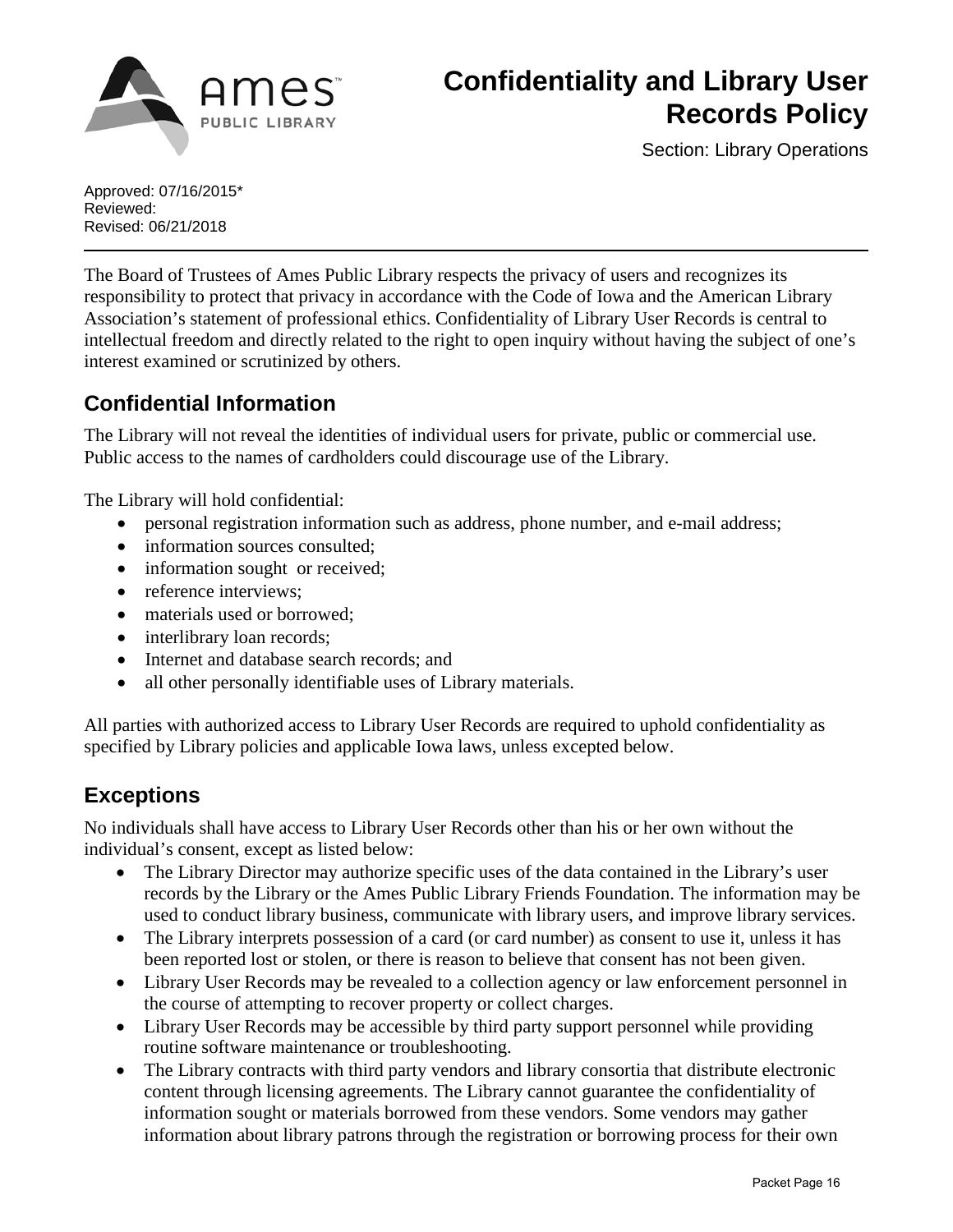# Confidentiality and Library User Records Policy

Section: Library Operations

Approved: 07/16/2015*
Reviewed:
Revised: 06/21/2018

---

The Board of Trustees of Ames Public Library respects the privacy of users and recognizes its responsibility to protect that privacy in accordance with the Code of Iowa and the American Library Association's statement of professional ethics. Confidentiality of Library User Records is central to intellectual freedom and directly related to the right to open inquiry without having the subject of one's interest examined or scrutinized by others.

## Confidential Information

The Library will not reveal the identities of individual users for private, public or commercial use. Public access to the names of cardholders could discourage use of the Library.

The Library will hold confidential:

- personal registration information such as address, phone number, and e-mail address;
- information sources consulted;
- information sought or received;
- reference interviews;
- materials used or borrowed;
- interlibrary loan records;
- Internet and database search records; and
- all other personally identifiable uses of Library materials.

All parties with authorized access to Library User Records are required to uphold confidentiality as specified by Library policies and applicable Iowa laws, unless excepted below.

## Exceptions

No individuals shall have access to Library User Records other than his or her own without the individual's consent, except as listed below:

- The Library Director may authorize specific uses of the data contained in the Library's user records by the Library or the Ames Public Library Friends Foundation. The information may be used to conduct library business, communicate with library users, and improve library services.
- The Library interprets possession of a card (or card number) as consent to use it, unless it has been reported lost or stolen, or there is reason to believe that consent has not been given.
- Library User Records may be revealed to a collection agency or law enforcement personnel in the course of attempting to recover property or collect charges.
- Library User Records may be accessible by third party support personnel while providing routine software maintenance or troubleshooting.
- The Library contracts with third party vendors and library consortia that distribute electronic content through licensing agreements. The Library cannot guarantee the confidentiality of information sought or materials borrowed from these vendors. Some vendors may gather information about library patrons through the registration or borrowing process for their own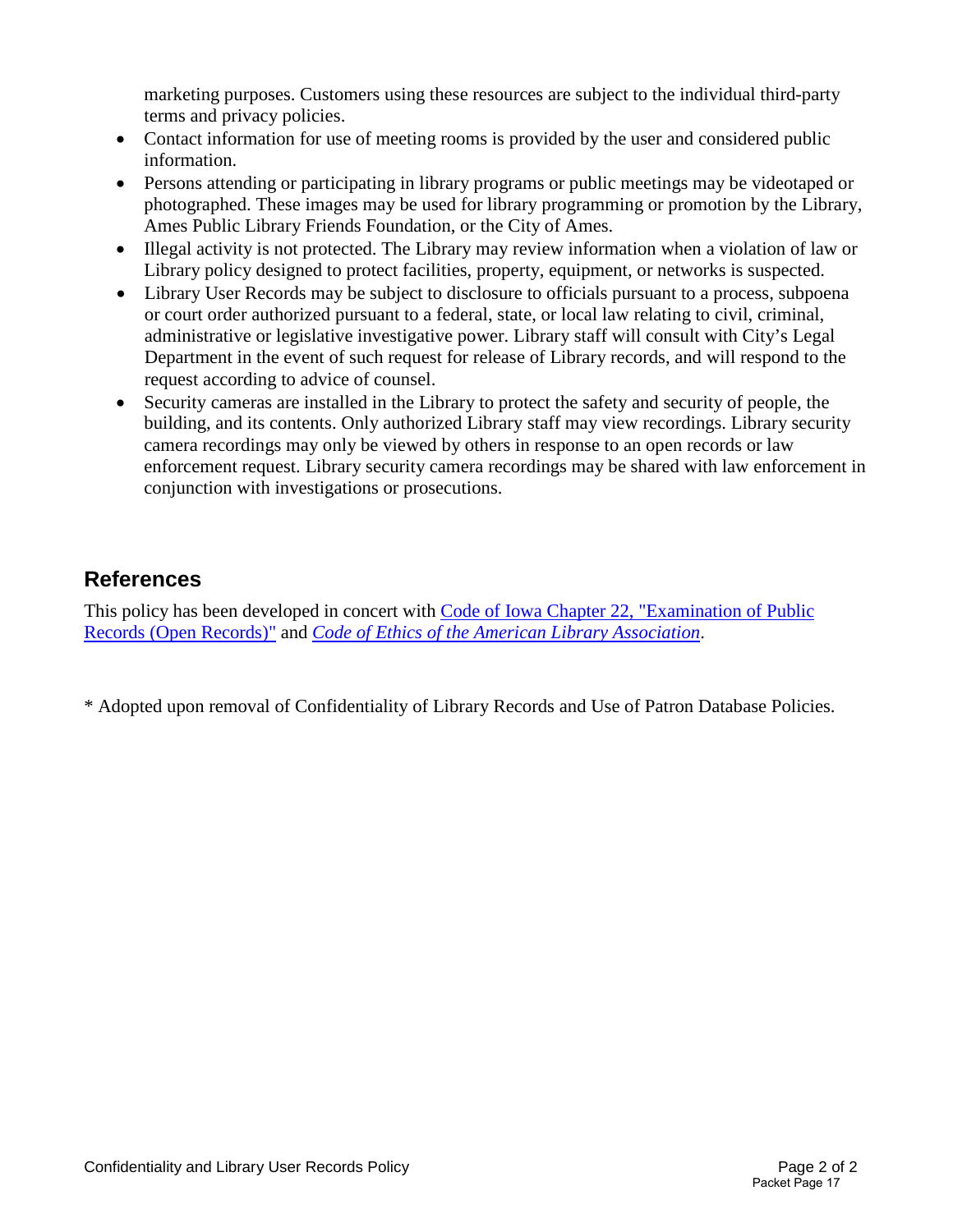marketing purposes. Customers using these resources are subject to the individual third-party terms and privacy policies.

- Contact information for use of meeting rooms is provided by the user and considered public information.
- Persons attending or participating in library programs or public meetings may be videotaped or photographed. These images may be used for library programming or promotion by the Library, Ames Public Library Friends Foundation, or the City of Ames.
- Illegal activity is not protected. The Library may review information when a violation of law or Library policy designed to protect facilities, property, equipment, or networks is suspected.
- Library User Records may be subject to disclosure to officials pursuant to a process, subpoena or court order authorized pursuant to a federal, state, or local law relating to civil, criminal, administrative or legislative investigative power. Library staff will consult with City's Legal Department in the event of such request for release of Library records, and will respond to the request according to advice of counsel.
- Security cameras are installed in the Library to protect the safety and security of people, the building, and its contents. Only authorized Library staff may view recordings. Library security camera recordings may only be viewed by others in response to an open records or law enforcement request. Library security camera recordings may be shared with law enforcement in conjunction with investigations or prosecutions.

## References

This policy has been developed in concert with Code of Iowa Chapter 22, "Examination of Public Records (Open Records)" and *Code of Ethics of the American Library Association*.

* Adopted upon removal of Confidentiality of Library Records and Use of Patron Database Policies.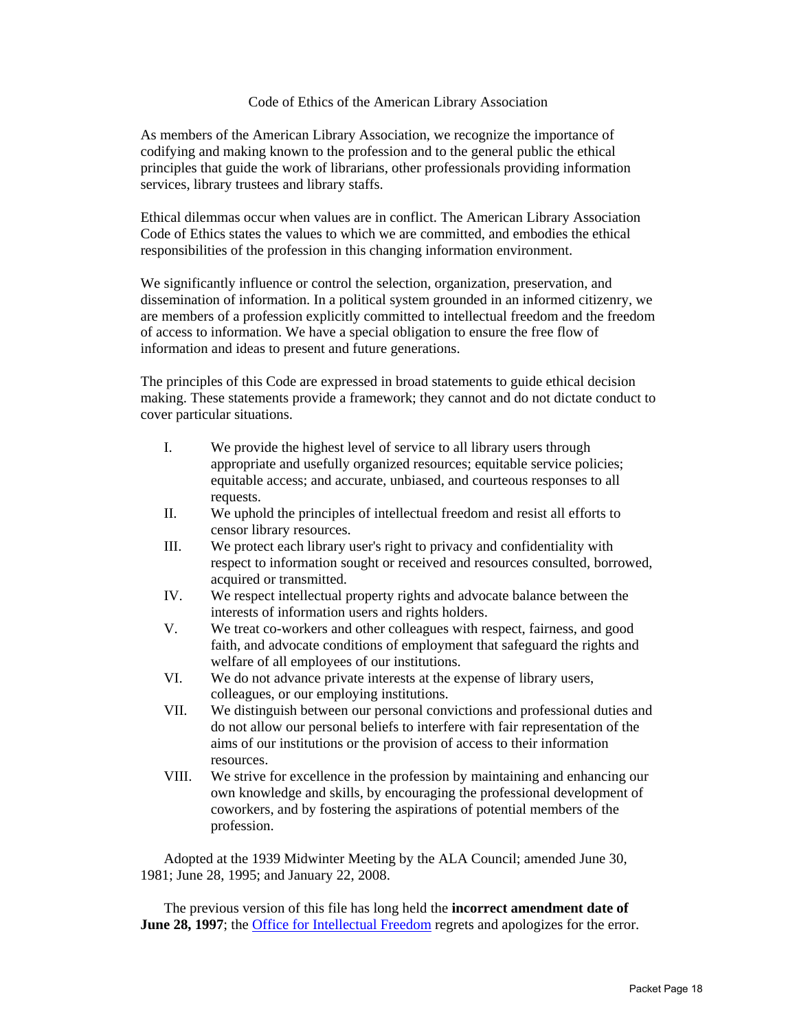# Code of Ethics of the American Library Association

As members of the American Library Association, we recognize the importance of codifying and making known to the profession and to the general public the ethical principles that guide the work of librarians, other professionals providing information services, library trustees and library staffs.

Ethical dilemmas occur when values are in conflict. The American Library Association Code of Ethics states the values to which we are committed, and embodies the ethical responsibilities of the profession in this changing information environment.

We significantly influence or control the selection, organization, preservation, and dissemination of information. In a political system grounded in an informed citizenry, we are members of a profession explicitly committed to intellectual freedom and the freedom of access to information. We have a special obligation to ensure the free flow of information and ideas to present and future generations.

The principles of this Code are expressed in broad statements to guide ethical decision making. These statements provide a framework; they cannot and do not dictate conduct to cover particular situations.

I. We provide the highest level of service to all library users through appropriate and usefully organized resources; equitable service policies; equitable access; and accurate, unbiased, and courteous responses to all requests.

II. We uphold the principles of intellectual freedom and resist all efforts to censor library resources.

III. We protect each library user's right to privacy and confidentiality with respect to information sought or received and resources consulted, borrowed, acquired or transmitted.

IV. We respect intellectual property rights and advocate balance between the interests of information users and rights holders.

V. We treat co-workers and other colleagues with respect, fairness, and good faith, and advocate conditions of employment that safeguard the rights and welfare of all employees of our institutions.

VI. We do not advance private interests at the expense of library users, colleagues, or our employing institutions.

VII. We distinguish between our personal convictions and professional duties and do not allow our personal beliefs to interfere with fair representation of the aims of our institutions or the provision of access to their information resources.

VIII. We strive for excellence in the profession by maintaining and enhancing our own knowledge and skills, by encouraging the professional development of coworkers, and by fostering the aspirations of potential members of the profession.

Adopted at the 1939 Midwinter Meeting by the ALA Council; amended June 30, 1981; June 28, 1995; and January 22, 2008.

The previous version of this file has long held the **incorrect amendment date of June 28, 1997**; the Office for Intellectual Freedom regrets and apologizes for the error.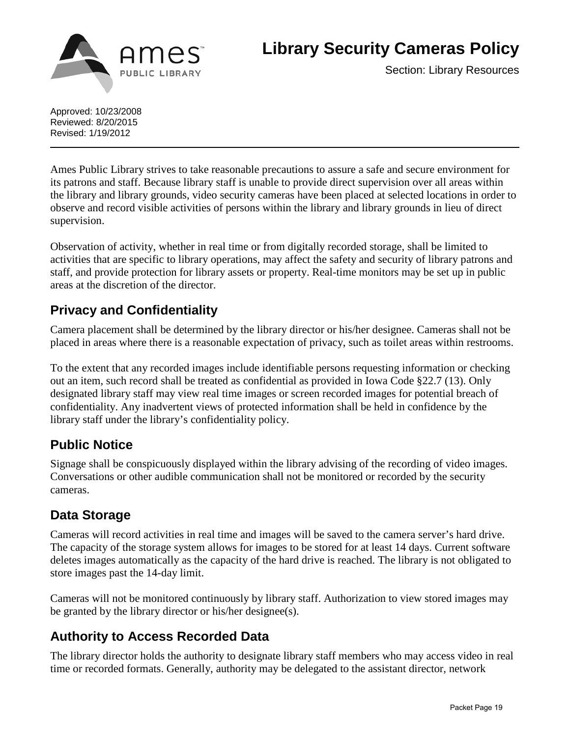# Library Security Cameras Policy

Section: Library Resources

Approved: 10/23/2008
Reviewed: 8/20/2015
Revised: 1/19/2012

---

Ames Public Library strives to take reasonable precautions to assure a safe and secure environment for its patrons and staff. Because library staff is unable to provide direct supervision over all areas within the library and library grounds, video security cameras have been placed at selected locations in order to observe and record visible activities of persons within the library and library grounds in lieu of direct supervision.

Observation of activity, whether in real time or from digitally recorded storage, shall be limited to activities that are specific to library operations, may affect the safety and security of library patrons and staff, and provide protection for library assets or property. Real-time monitors may be set up in public areas at the discretion of the director.

## Privacy and Confidentiality

Camera placement shall be determined by the library director or his/her designee. Cameras shall not be placed in areas where there is a reasonable expectation of privacy, such as toilet areas within restrooms.

To the extent that any recorded images include identifiable persons requesting information or checking out an item, such record shall be treated as confidential as provided in Iowa Code §22.7 (13). Only designated library staff may view real time images or screen recorded images for potential breach of confidentiality. Any inadvertent views of protected information shall be held in confidence by the library staff under the library's confidentiality policy.

## Public Notice

Signage shall be conspicuously displayed within the library advising of the recording of video images. Conversations or other audible communication shall not be monitored or recorded by the security cameras.

## Data Storage

Cameras will record activities in real time and images will be saved to the camera server's hard drive. The capacity of the storage system allows for images to be stored for at least 14 days. Current software deletes images automatically as the capacity of the hard drive is reached. The library is not obligated to store images past the 14-day limit.

Cameras will not be monitored continuously by library staff. Authorization to view stored images may be granted by the library director or his/her designee(s).

## Authority to Access Recorded Data

The library director holds the authority to designate library staff members who may access video in real time or recorded formats. Generally, authority may be delegated to the assistant director, network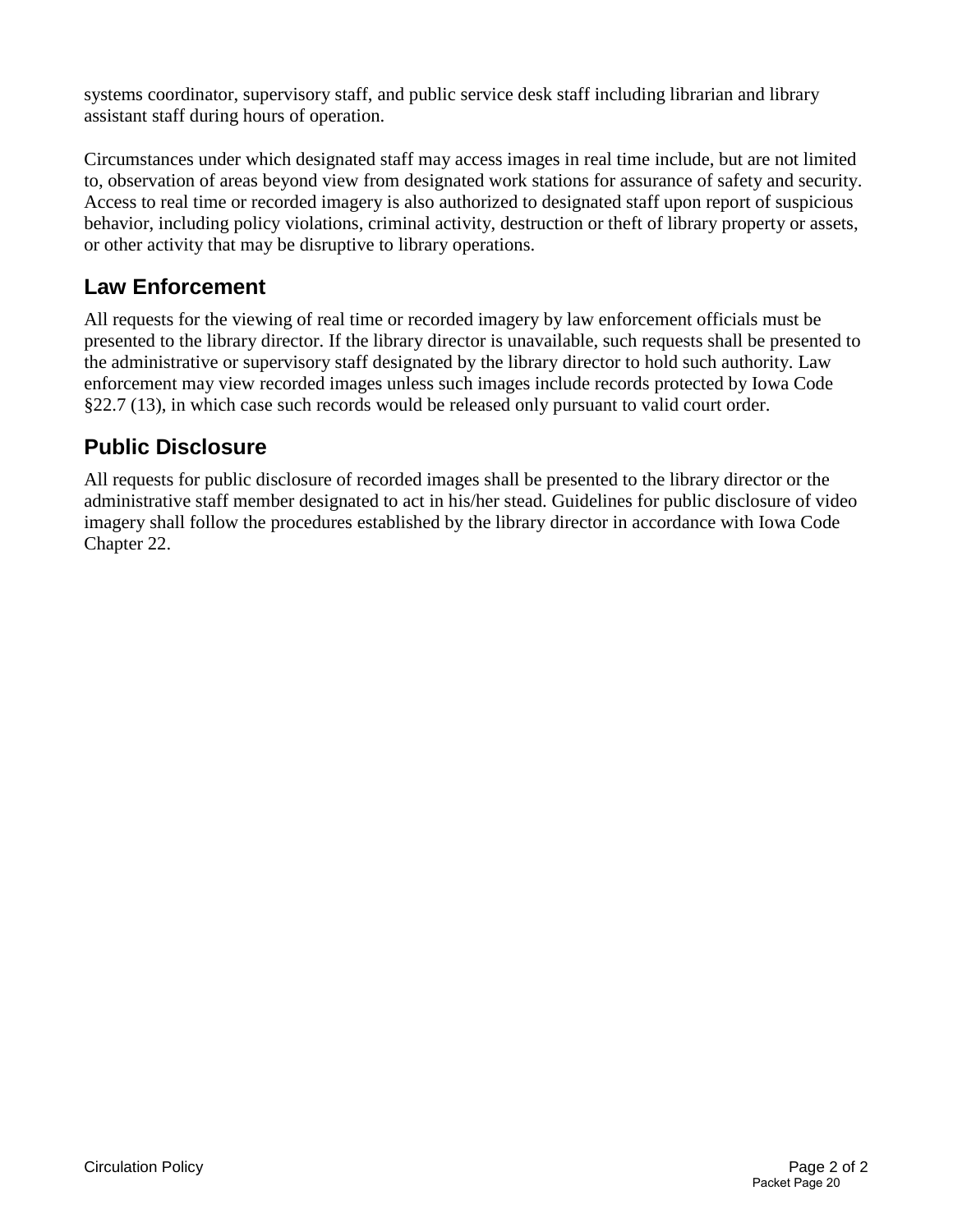systems coordinator, supervisory staff, and public service desk staff including librarian and library assistant staff during hours of operation.

Circumstances under which designated staff may access images in real time include, but are not limited to, observation of areas beyond view from designated work stations for assurance of safety and security. Access to real time or recorded imagery is also authorized to designated staff upon report of suspicious behavior, including policy violations, criminal activity, destruction or theft of library property or assets, or other activity that may be disruptive to library operations.

## Law Enforcement

All requests for the viewing of real time or recorded imagery by law enforcement officials must be presented to the library director. If the library director is unavailable, such requests shall be presented to the administrative or supervisory staff designated by the library director to hold such authority. Law enforcement may view recorded images unless such images include records protected by Iowa Code §22.7 (13), in which case such records would be released only pursuant to valid court order.

## Public Disclosure

All requests for public disclosure of recorded images shall be presented to the library director or the administrative staff member designated to act in his/her stead. Guidelines for public disclosure of video imagery shall follow the procedures established by the library director in accordance with Iowa Code Chapter 22.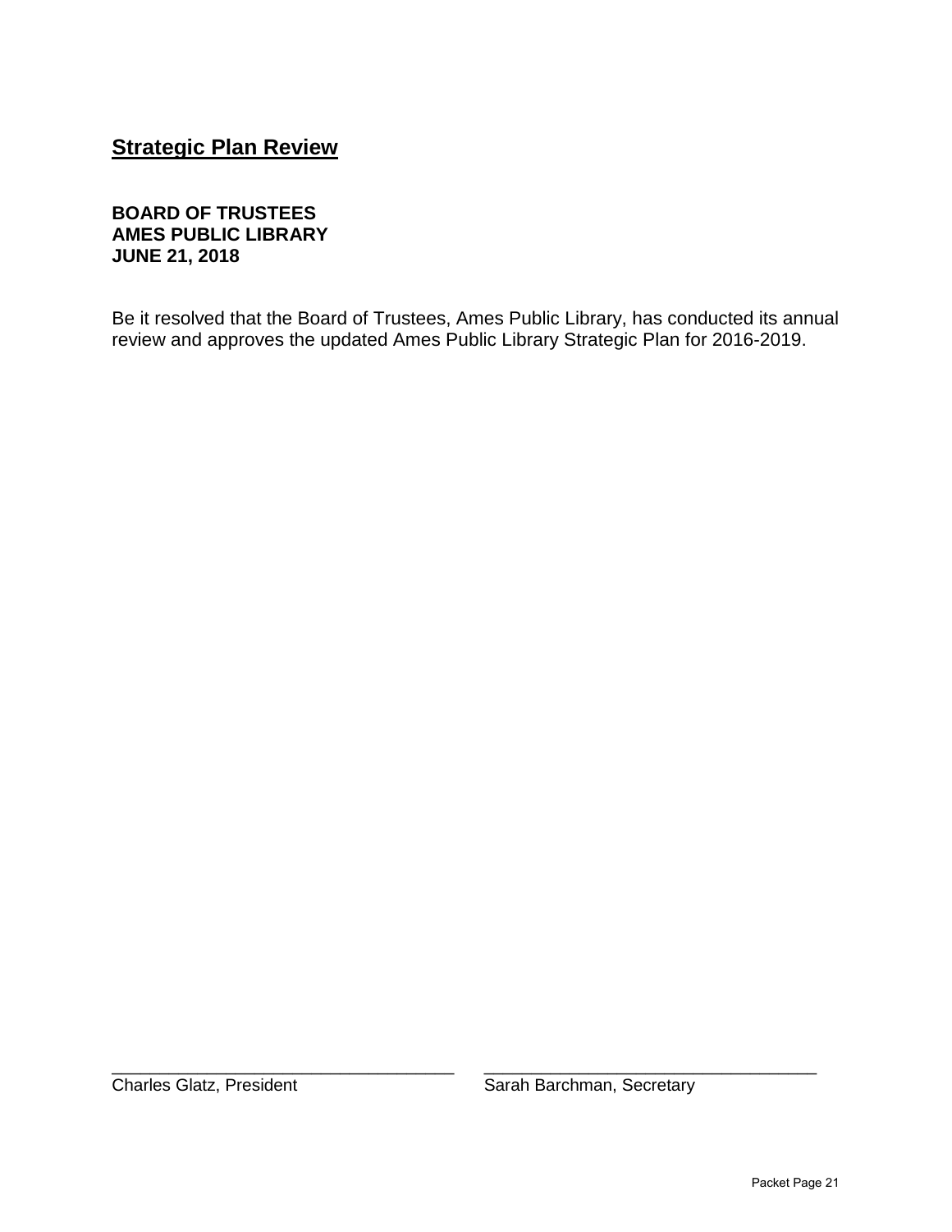## Strategic Plan Review

**BOARD OF TRUSTEES**
**AMES PUBLIC LIBRARY**
**JUNE 21, 2018**

Be it resolved that the Board of Trustees, Ames Public Library, has conducted its annual review and approves the updated Ames Public Library Strategic Plan for 2016-2019.

| ___________________________________ | ___________________________________ |
|---|---|
| Charles Glatz, President | Sarah Barchman, Secretary |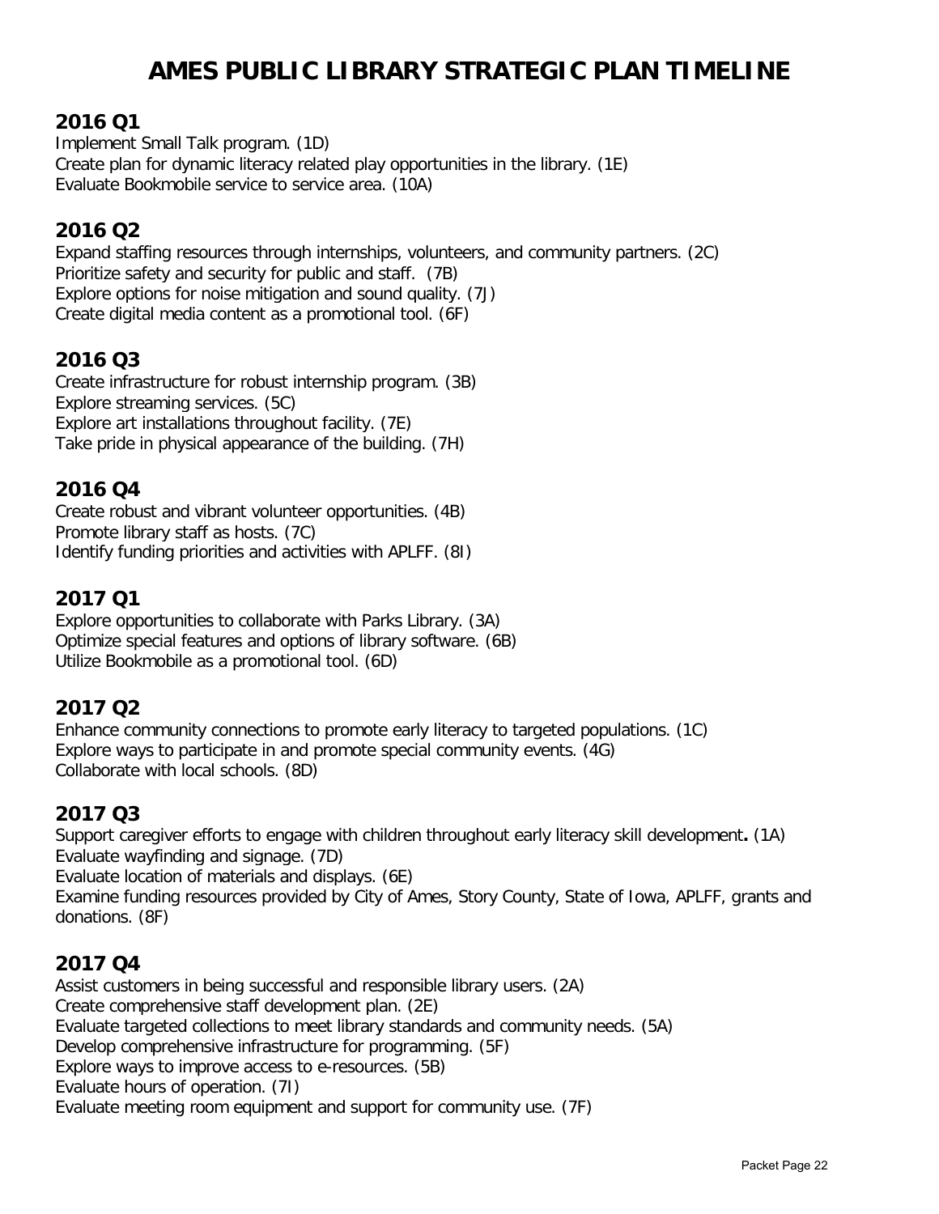# AMES PUBLIC LIBRARY STRATEGIC PLAN TIMELINE

## 2016 Q1

Implement Small Talk program. (1D)
Create plan for dynamic literacy related play opportunities in the library. (1E)
Evaluate Bookmobile service to service area. (10A)

## 2016 Q2

Expand staffing resources through internships, volunteers, and community partners. (2C)
Prioritize safety and security for public and staff. (7B)
Explore options for noise mitigation and sound quality. (7J)
Create digital media content as a promotional tool. (6F)

## 2016 Q3

Create infrastructure for robust internship program. (3B)
Explore streaming services. (5C)
Explore art installations throughout facility. (7E)
Take pride in physical appearance of the building. (7H)

## 2016 Q4

Create robust and vibrant volunteer opportunities. (4B)
Promote library staff as hosts. (7C)
Identify funding priorities and activities with APLFF. (8I)

## 2017 Q1

Explore opportunities to collaborate with Parks Library. (3A)
Optimize special features and options of library software. (6B)
Utilize Bookmobile as a promotional tool. (6D)

## 2017 Q2

Enhance community connections to promote early literacy to targeted populations. (1C)
Explore ways to participate in and promote special community events. (4G)
Collaborate with local schools. (8D)

## 2017 Q3

Support caregiver efforts to engage with children throughout early literacy skill development**.** (1A)
Evaluate wayfinding and signage. (7D)
Evaluate location of materials and displays. (6E)
Examine funding resources provided by City of Ames, Story County, State of Iowa, APLFF, grants and donations. (8F)

## 2017 Q4

Assist customers in being successful and responsible library users. (2A)
Create comprehensive staff development plan. (2E)
Evaluate targeted collections to meet library standards and community needs. (5A)
Develop comprehensive infrastructure for programming. (5F)
Explore ways to improve access to e-resources. (5B)
Evaluate hours of operation. (7I)
Evaluate meeting room equipment and support for community use. (7F)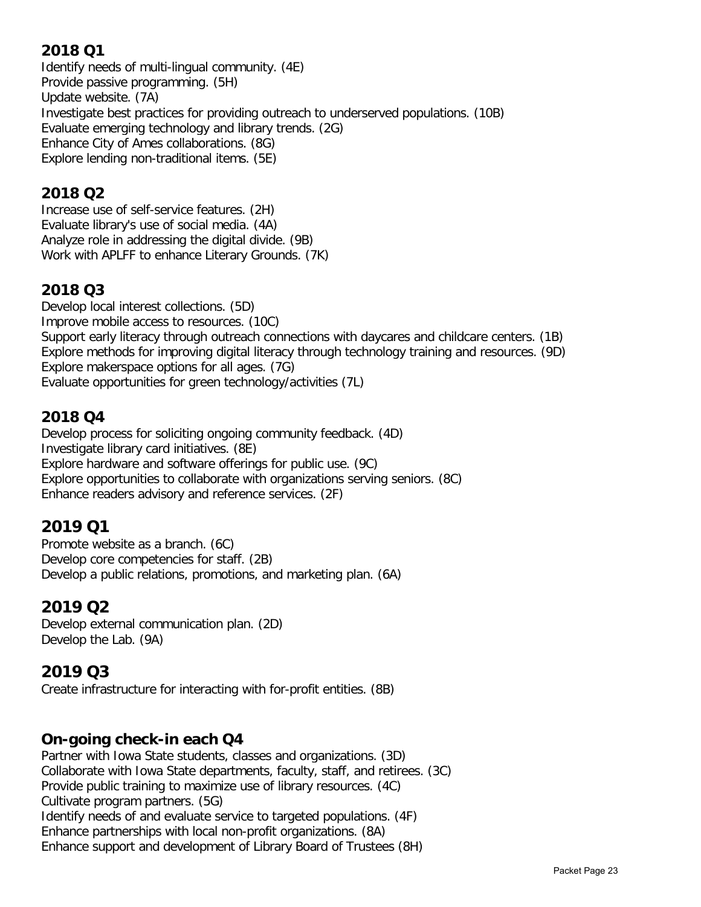## 2018 Q1

Identify needs of multi-lingual community. (4E)
Provide passive programming. (5H)
Update website. (7A)
Investigate best practices for providing outreach to underserved populations. (10B)
Evaluate emerging technology and library trends. (2G)
Enhance City of Ames collaborations. (8G)
Explore lending non-traditional items. (5E)

## 2018 Q2

Increase use of self-service features. (2H)
Evaluate library's use of social media. (4A)
Analyze role in addressing the digital divide. (9B)
Work with APLFF to enhance Literary Grounds. (7K)

## 2018 Q3

Develop local interest collections. (5D)
Improve mobile access to resources. (10C)
Support early literacy through outreach connections with daycares and childcare centers. (1B)
Explore methods for improving digital literacy through technology training and resources. (9D)
Explore makerspace options for all ages. (7G)
Evaluate opportunities for green technology/activities (7L)

## 2018 Q4

Develop process for soliciting ongoing community feedback. (4D)
Investigate library card initiatives. (8E)
Explore hardware and software offerings for public use. (9C)
Explore opportunities to collaborate with organizations serving seniors. (8C)
Enhance readers advisory and reference services. (2F)

## 2019 Q1

Promote website as a branch. (6C)
Develop core competencies for staff. (2B)
Develop a public relations, promotions, and marketing plan. (6A)

## 2019 Q2

Develop external communication plan. (2D)
Develop the Lab. (9A)

## 2019 Q3

Create infrastructure for interacting with for-profit entities. (8B)

## On-going check-in each Q4

Partner with Iowa State students, classes and organizations. (3D)
Collaborate with Iowa State departments, faculty, staff, and retirees. (3C)
Provide public training to maximize use of library resources. (4C)
Cultivate program partners. (5G)
Identify needs of and evaluate service to targeted populations. (4F)
Enhance partnerships with local non-profit organizations. (8A)
Enhance support and development of Library Board of Trustees (8H)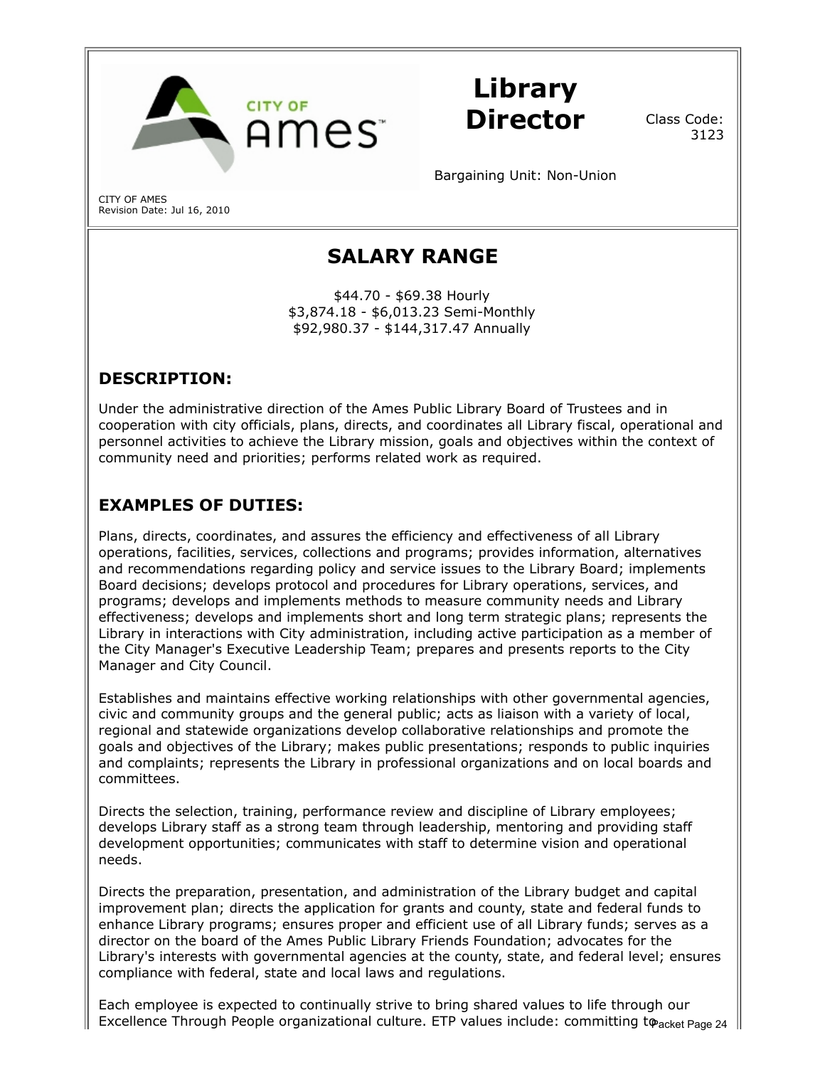# Library Director

Class Code: 3123

Bargaining Unit: Non-Union

CITY OF AMES
Revision Date: Jul 16, 2010

## SALARY RANGE

$44.70 - $69.38 Hourly
$3,874.18 - $6,013.23 Semi-Monthly
$92,980.37 - $144,317.47 Annually

### DESCRIPTION:

Under the administrative direction of the Ames Public Library Board of Trustees and in cooperation with city officials, plans, directs, and coordinates all Library fiscal, operational and personnel activities to achieve the Library mission, goals and objectives within the context of community need and priorities; performs related work as required.

### EXAMPLES OF DUTIES:

Plans, directs, coordinates, and assures the efficiency and effectiveness of all Library operations, facilities, services, collections and programs; provides information, alternatives and recommendations regarding policy and service issues to the Library Board; implements Board decisions; develops protocol and procedures for Library operations, services, and programs; develops and implements methods to measure community needs and Library effectiveness; develops and implements short and long term strategic plans; represents the Library in interactions with City administration, including active participation as a member of the City Manager's Executive Leadership Team; prepares and presents reports to the City Manager and City Council.

Establishes and maintains effective working relationships with other governmental agencies, civic and community groups and the general public; acts as liaison with a variety of local, regional and statewide organizations develop collaborative relationships and promote the goals and objectives of the Library; makes public presentations; responds to public inquiries and complaints; represents the Library in professional organizations and on local boards and committees.

Directs the selection, training, performance review and discipline of Library employees; develops Library staff as a strong team through leadership, mentoring and providing staff development opportunities; communicates with staff to determine vision and operational needs.

Directs the preparation, presentation, and administration of the Library budget and capital improvement plan; directs the application for grants and county, state and federal funds to enhance Library programs; ensures proper and efficient use of all Library funds; serves as a director on the board of the Ames Public Library Friends Foundation; advocates for the Library's interests with governmental agencies at the county, state, and federal level; ensures compliance with federal, state and local laws and regulations.

Each employee is expected to continually strive to bring shared values to life through our Excellence Through People organizational culture. ETP values include: committing to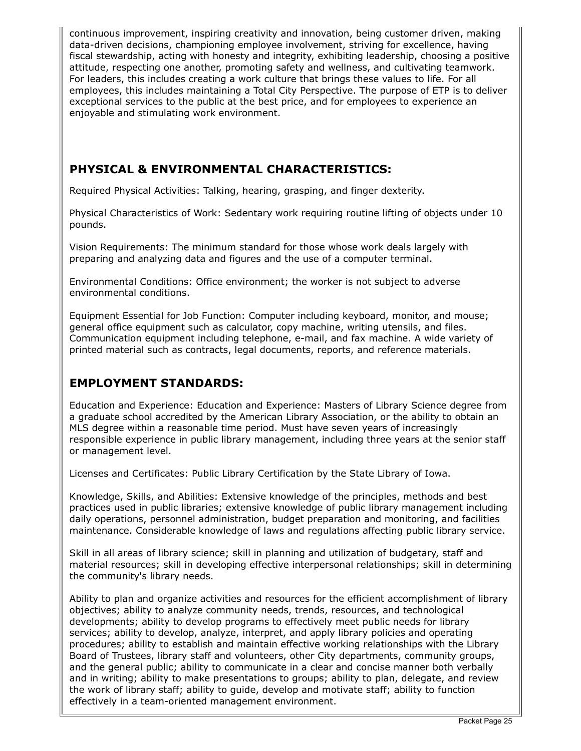continuous improvement, inspiring creativity and innovation, being customer driven, making data-driven decisions, championing employee involvement, striving for excellence, having fiscal stewardship, acting with honesty and integrity, exhibiting leadership, choosing a positive attitude, respecting one another, promoting safety and wellness, and cultivating teamwork. For leaders, this includes creating a work culture that brings these values to life. For all employees, this includes maintaining a Total City Perspective. The purpose of ETP is to deliver exceptional services to the public at the best price, and for employees to experience an enjoyable and stimulating work environment.

## PHYSICAL & ENVIRONMENTAL CHARACTERISTICS:

Required Physical Activities: Talking, hearing, grasping, and finger dexterity.

Physical Characteristics of Work: Sedentary work requiring routine lifting of objects under 10 pounds.

Vision Requirements: The minimum standard for those whose work deals largely with preparing and analyzing data and figures and the use of a computer terminal.

Environmental Conditions: Office environment; the worker is not subject to adverse environmental conditions.

Equipment Essential for Job Function: Computer including keyboard, monitor, and mouse; general office equipment such as calculator, copy machine, writing utensils, and files. Communication equipment including telephone, e-mail, and fax machine. A wide variety of printed material such as contracts, legal documents, reports, and reference materials.

## EMPLOYMENT STANDARDS:

Education and Experience: Education and Experience: Masters of Library Science degree from a graduate school accredited by the American Library Association, or the ability to obtain an MLS degree within a reasonable time period. Must have seven years of increasingly responsible experience in public library management, including three years at the senior staff or management level.

Licenses and Certificates: Public Library Certification by the State Library of Iowa.

Knowledge, Skills, and Abilities: Extensive knowledge of the principles, methods and best practices used in public libraries; extensive knowledge of public library management including daily operations, personnel administration, budget preparation and monitoring, and facilities maintenance. Considerable knowledge of laws and regulations affecting public library service.

Skill in all areas of library science; skill in planning and utilization of budgetary, staff and material resources; skill in developing effective interpersonal relationships; skill in determining the community's library needs.

Ability to plan and organize activities and resources for the efficient accomplishment of library objectives; ability to analyze community needs, trends, resources, and technological developments; ability to develop programs to effectively meet public needs for library services; ability to develop, analyze, interpret, and apply library policies and operating procedures; ability to establish and maintain effective working relationships with the Library Board of Trustees, library staff and volunteers, other City departments, community groups, and the general public; ability to communicate in a clear and concise manner both verbally and in writing; ability to make presentations to groups; ability to plan, delegate, and review the work of library staff; ability to guide, develop and motivate staff; ability to function effectively in a team-oriented management environment.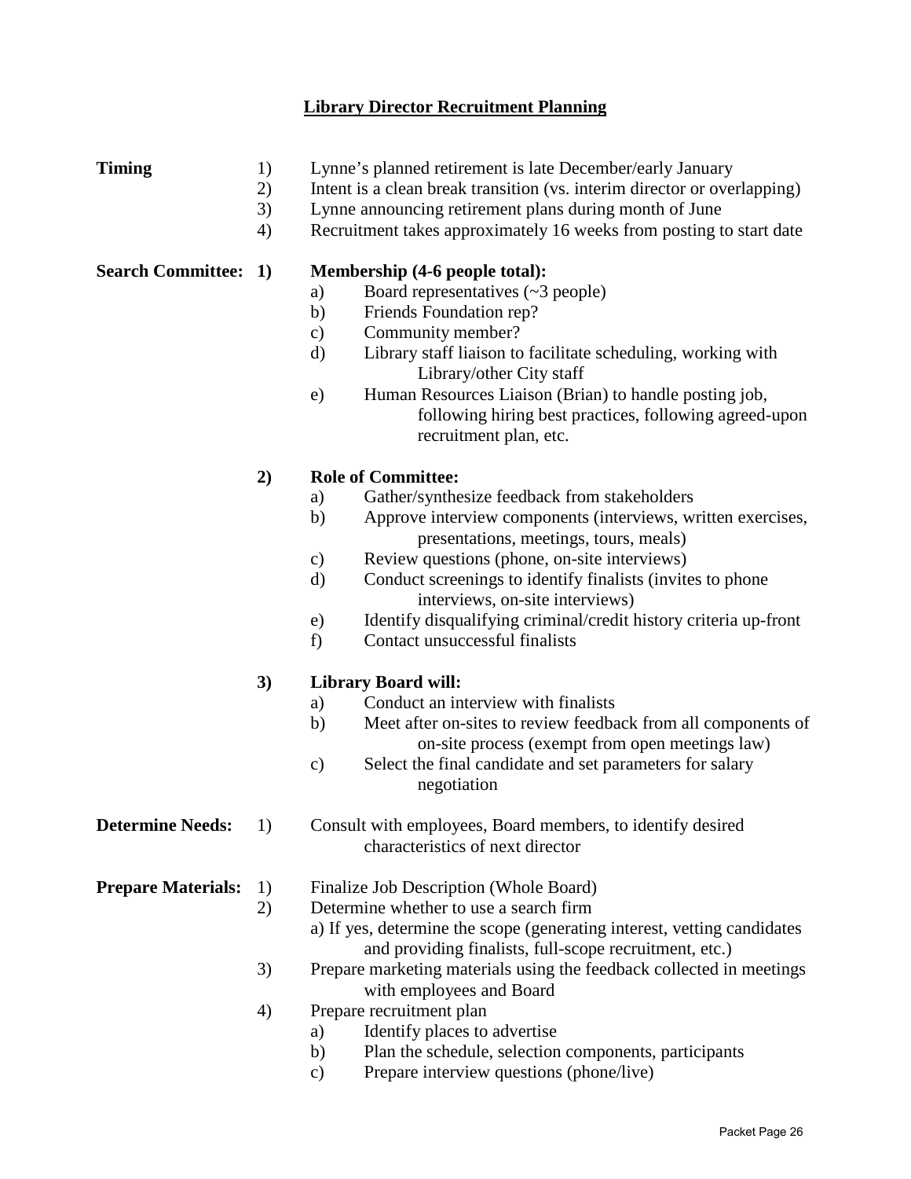# Library Director Recruitment Planning

**Timing**

1) Lynne's planned retirement is late December/early January
2) Intent is a clean break transition (vs. interim director or overlapping)
3) Lynne announcing retirement plans during month of June
4) Recruitment takes approximately 16 weeks from posting to start date

**Search Committee:**

**1) Membership (4-6 people total):**

a) Board representatives (~3 people)
b) Friends Foundation rep?
c) Community member?
d) Library staff liaison to facilitate scheduling, working with Library/other City staff
e) Human Resources Liaison (Brian) to handle posting job, following hiring best practices, following agreed-upon recruitment plan, etc.

**2) Role of Committee:**

a) Gather/synthesize feedback from stakeholders
b) Approve interview components (interviews, written exercises, presentations, meetings, tours, meals)
c) Review questions (phone, on-site interviews)
d) Conduct screenings to identify finalists (invites to phone interviews, on-site interviews)
e) Identify disqualifying criminal/credit history criteria up-front
f) Contact unsuccessful finalists

**3) Library Board will:**

a) Conduct an interview with finalists
b) Meet after on-sites to review feedback from all components of on-site process (exempt from open meetings law)
c) Select the final candidate and set parameters for salary negotiation

**Determine Needs:**

1) Consult with employees, Board members, to identify desired characteristics of next director

**Prepare Materials:**

1) Finalize Job Description (Whole Board)
2) Determine whether to use a search firm
   a) If yes, determine the scope (generating interest, vetting candidates and providing finalists, full-scope recruitment, etc.)
3) Prepare marketing materials using the feedback collected in meetings with employees and Board
4) Prepare recruitment plan
   a) Identify places to advertise
   b) Plan the schedule, selection components, participants
   c) Prepare interview questions (phone/live)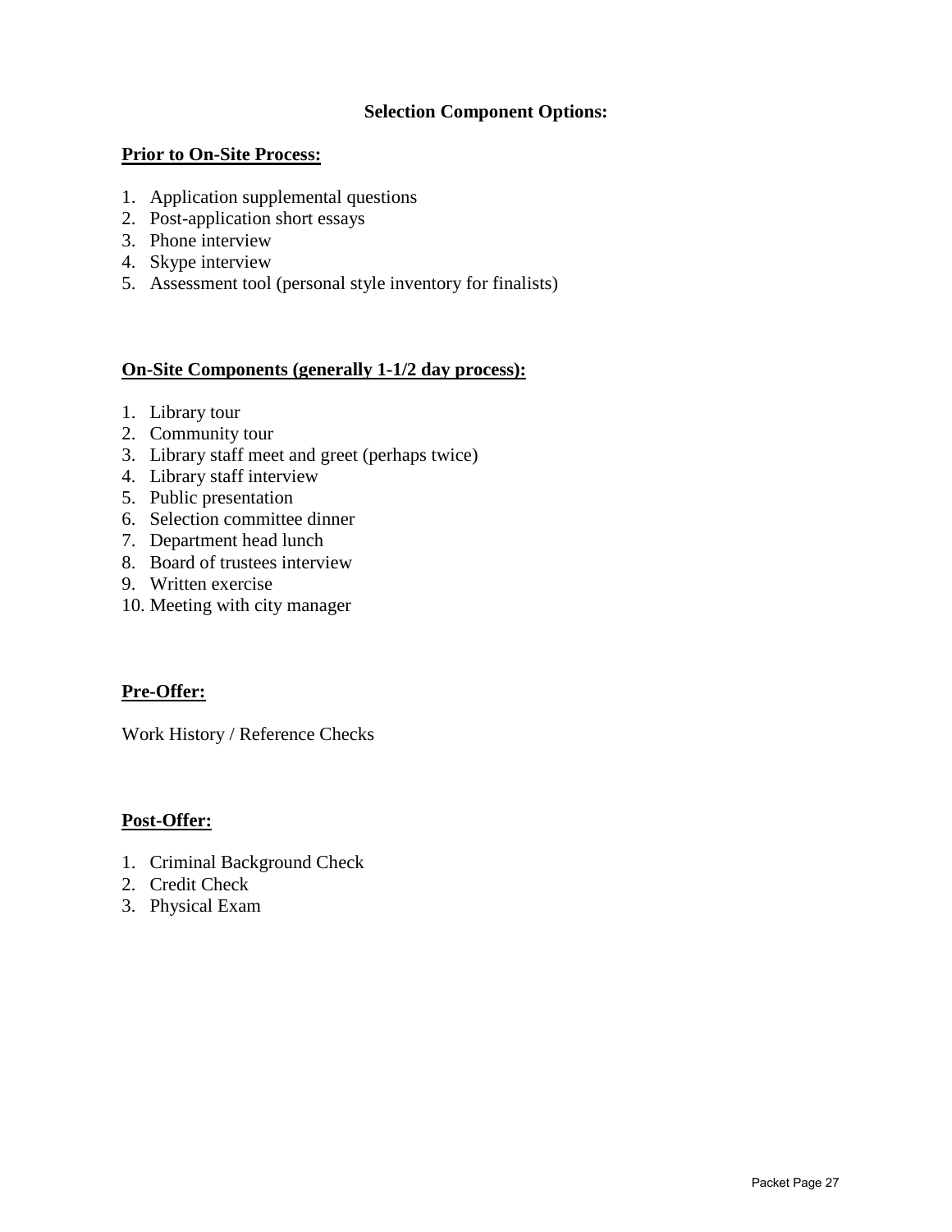## Selection Component Options:

**Prior to On-Site Process:**

1. Application supplemental questions
2. Post-application short essays
3. Phone interview
4. Skype interview
5. Assessment tool (personal style inventory for finalists)

**On-Site Components (generally 1-1/2 day process):**

1. Library tour
2. Community tour
3. Library staff meet and greet (perhaps twice)
4. Library staff interview
5. Public presentation
6. Selection committee dinner
7. Department head lunch
8. Board of trustees interview
9. Written exercise
10. Meeting with city manager

**Pre-Offer:**

Work History / Reference Checks

**Post-Offer:**

1. Criminal Background Check
2. Credit Check
3. Physical Exam